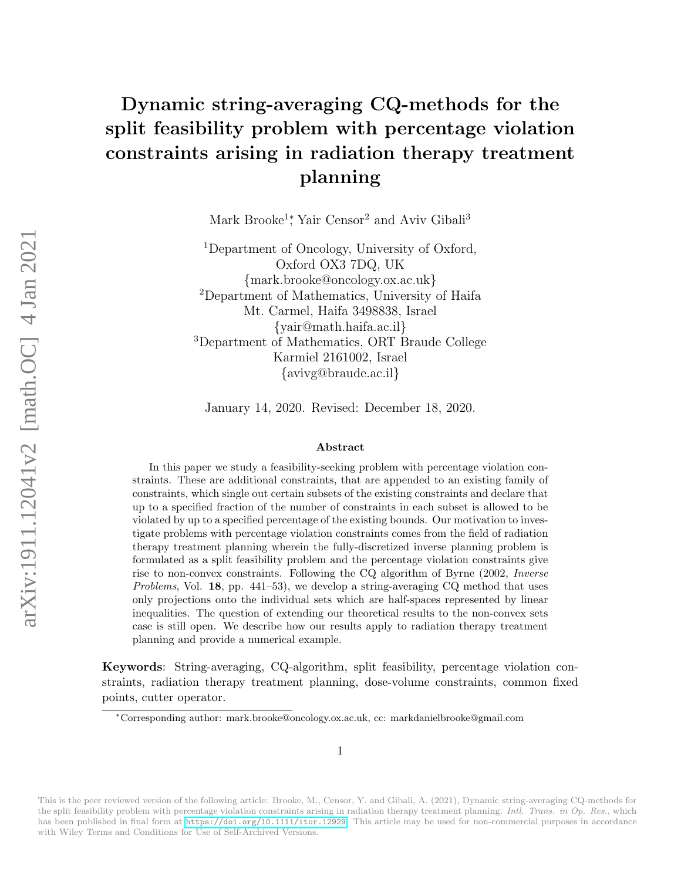# Dynamic string-averaging CQ-methods for the split feasibility problem with percentage violation constraints arising in radiation therapy treatment planning

Mark Brooke[1]*, Yair Censor[2] and Aviv Gibali[3]

[1]Department of Oncology, University of Oxford, Oxford OX3 7DQ, UK
{mark.brooke@oncology.ox.ac.uk}

[2]Department of Mathematics, University of Haifa Mt. Carmel, Haifa 3498838, Israel
{yair@math.haifa.ac.il}

[3]Department of Mathematics, ORT Braude College Karmiel 2161002, Israel
{avivg@braude.ac.il}

January 14, 2020. Revised: December 18, 2020.

### Abstract

In this paper we study a feasibility-seeking problem with percentage violation constraints. These are additional constraints, that are appended to an existing family of constraints, which single out certain subsets of the existing constraints and declare that up to a specified fraction of the number of constraints in each subset is allowed to be violated by up to a specified percentage of the existing bounds. Our motivation to investigate problems with percentage violation constraints comes from the field of radiation therapy treatment planning wherein the fully-discretized inverse planning problem is formulated as a split feasibility problem and the percentage violation constraints give rise to non-convex constraints. Following the CQ algorithm of Byrne (2002, *Inverse Problems*, Vol. **18**, pp. 441–53), we develop a string-averaging CQ method that uses only projections onto the individual sets which are half-spaces represented by linear inequalities. The question of extending our theoretical results to the non-convex sets case is still open. We describe how our results apply to radiation therapy treatment planning and provide a numerical example.

**Keywords**: String-averaging, CQ-algorithm, split feasibility, percentage violation constraints, radiation therapy treatment planning, dose-volume constraints, common fixed points, cutter operator.

*Corresponding author: mark.brooke@oncology.ox.ac.uk, cc: markdanielbrooke@gmail.com

This is the peer reviewed version of the following article: Brooke, M., Censor, Y. and Gibali, A. (2021), Dynamic string-averaging CQ-methods for the split feasibility problem with percentage violation constraints arising in radiation therapy treatment planning. *Intl. Trans. in Op. Res.*, which has been published in final form at https://doi.org/10.1111/itor.12929. This article may be used for non-commercial purposes in accordance with Wiley Terms and Conditions for Use of Self-Archived Versions.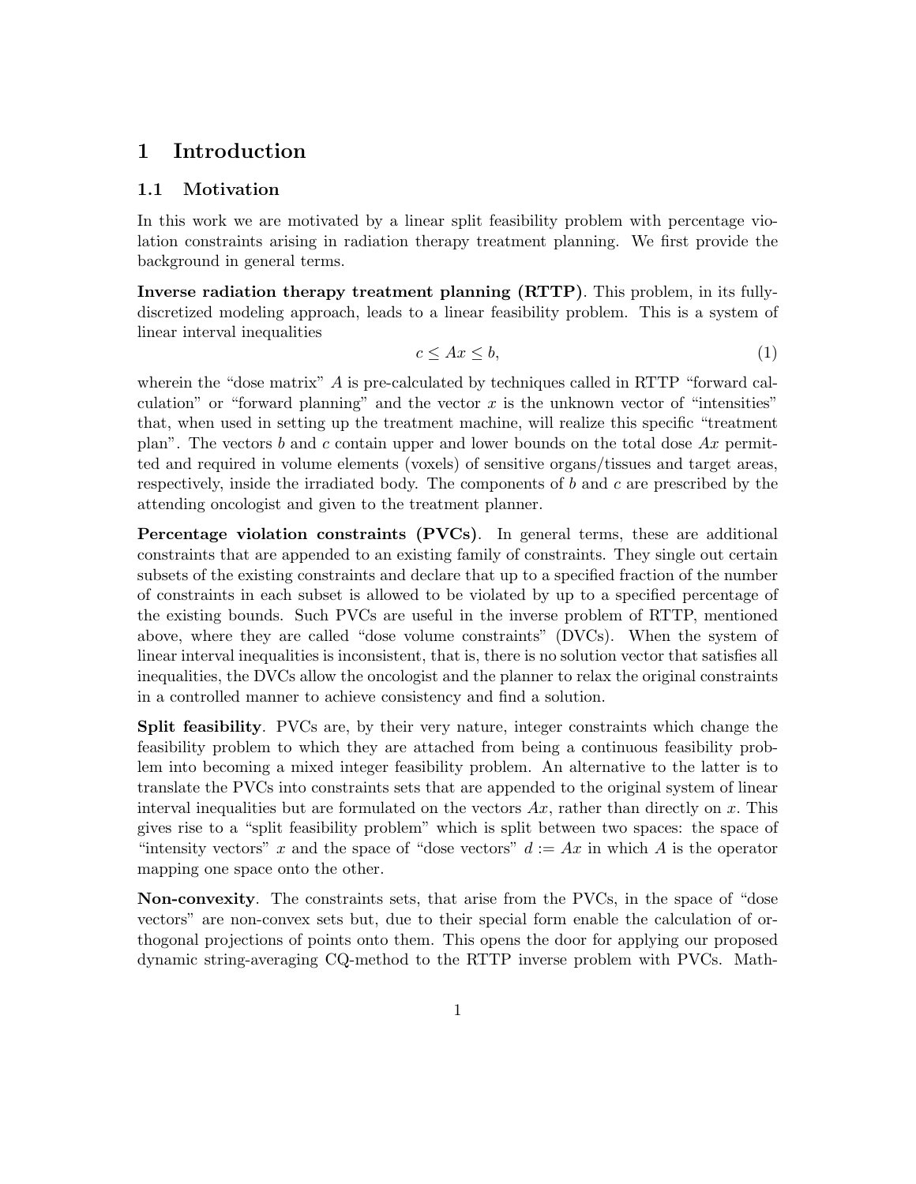# 1 Introduction

## 1.1 Motivation

In this work we are motivated by a linear split feasibility problem with percentage violation constraints arising in radiation therapy treatment planning. We first provide the background in general terms.

**Inverse radiation therapy treatment planning (RTTP)**. This problem, in its fully-discretized modeling approach, leads to a linear feasibility problem. This is a system of linear interval inequalities

$$c \leq Ax \leq b, \tag{1}$$

wherein the "dose matrix" $A$ is pre-calculated by techniques called in RTTP "forward calculation" or "forward planning" and the vector $x$ is the unknown vector of "intensities" that, when used in setting up the treatment machine, will realize this specific "treatment plan". The vectors $b$ and $c$ contain upper and lower bounds on the total dose $Ax$ permitted and required in volume elements (voxels) of sensitive organs/tissues and target areas, respectively, inside the irradiated body. The components of $b$ and $c$ are prescribed by the attending oncologist and given to the treatment planner.

**Percentage violation constraints (PVCs)**. In general terms, these are additional constraints that are appended to an existing family of constraints. They single out certain subsets of the existing constraints and declare that up to a specified fraction of the number of constraints in each subset is allowed to be violated by up to a specified percentage of the existing bounds. Such PVCs are useful in the inverse problem of RTTP, mentioned above, where they are called "dose volume constraints" (DVCs). When the system of linear interval inequalities is inconsistent, that is, there is no solution vector that satisfies all inequalities, the DVCs allow the oncologist and the planner to relax the original constraints in a controlled manner to achieve consistency and find a solution.

**Split feasibility**. PVCs are, by their very nature, integer constraints which change the feasibility problem to which they are attached from being a continuous feasibility problem into becoming a mixed integer feasibility problem. An alternative to the latter is to translate the PVCs into constraints sets that are appended to the original system of linear interval inequalities but are formulated on the vectors $Ax$, rather than directly on $x$. This gives rise to a "split feasibility problem" which is split between two spaces: the space of "intensity vectors" $x$ and the space of "dose vectors" $d := Ax$ in which $A$ is the operator mapping one space onto the other.

**Non-convexity**. The constraints sets, that arise from the PVCs, in the space of "dose vectors" are non-convex sets but, due to their special form enable the calculation of orthogonal projections of points onto them. This opens the door for applying our proposed dynamic string-averaging CQ-method to the RTTP inverse problem with PVCs. Math-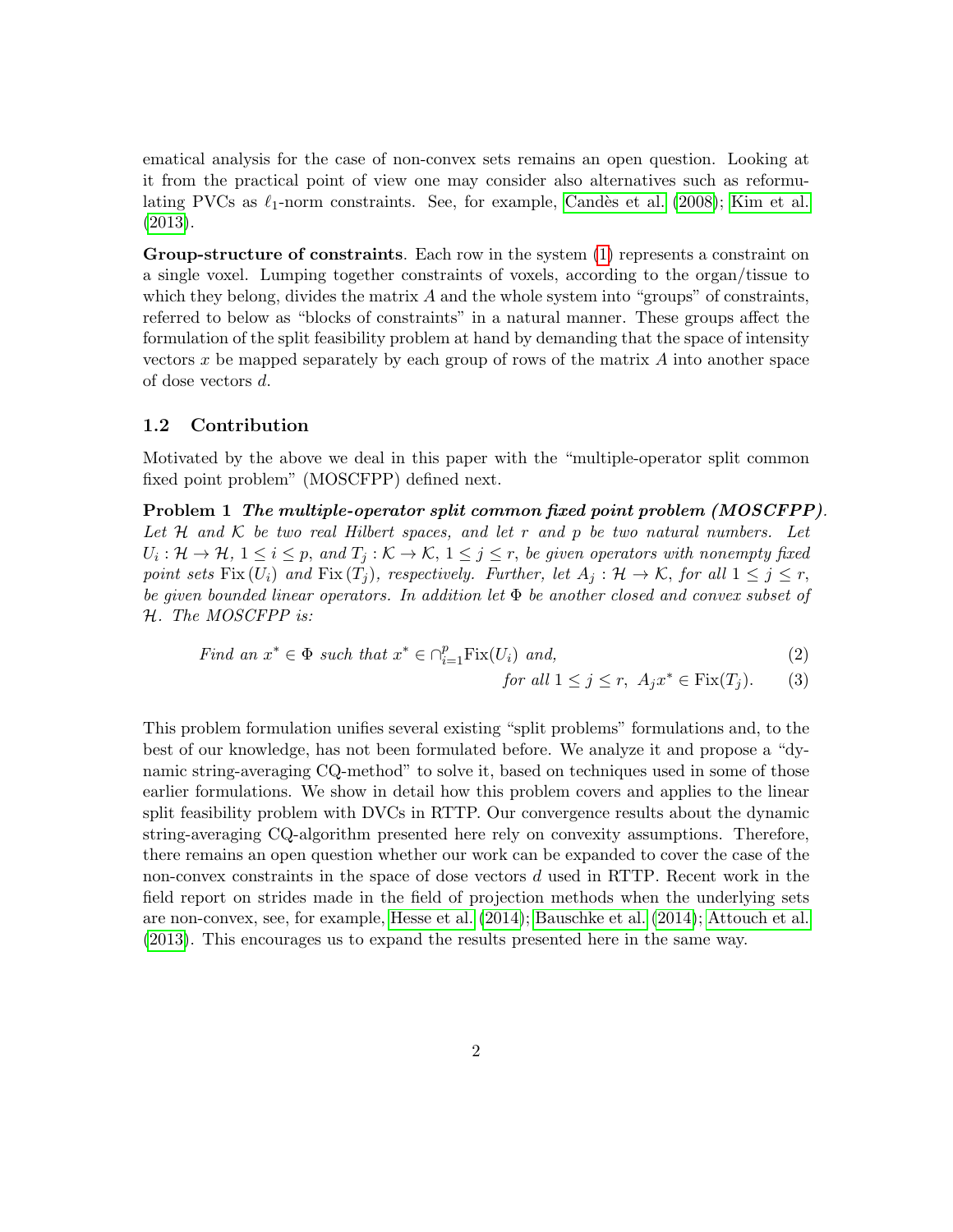ematical analysis for the case of non-convex sets remains an open question. Looking at it from the practical point of view one may consider also alternatives such as reformulating PVCs as $\ell_1$-norm constraints. See, for example, Candès et al. (2008); Kim et al. (2013).

**Group-structure of constraints**. Each row in the system (1) represents a constraint on a single voxel. Lumping together constraints of voxels, according to the organ/tissue to which they belong, divides the matrix $A$ and the whole system into "groups" of constraints, referred to below as "blocks of constraints" in a natural manner. These groups affect the formulation of the split feasibility problem at hand by demanding that the space of intensity vectors $x$ be mapped separately by each group of rows of the matrix $A$ into another space of dose vectors $d$.

## 1.2 Contribution

Motivated by the above we deal in this paper with the "multiple-operator split common fixed point problem" (MOSCFPP) defined next.

**Problem 1** ***The multiple-operator split common fixed point problem (MOSCFPP).*** *Let $\mathcal{H}$ and $\mathcal{K}$ be two real Hilbert spaces, and let $r$ and $p$ be two natural numbers. Let $U_i : \mathcal{H} \to \mathcal{H}$, $1 \leq i \leq p$, and $T_j : \mathcal{K} \to \mathcal{K}$, $1 \leq j \leq r$, be given operators with nonempty fixed point sets $\operatorname{Fix}(U_i)$ and $\operatorname{Fix}(T_j)$, respectively. Further, let $A_j : \mathcal{H} \to \mathcal{K}$, for all $1 \leq j \leq r$, be given bounded linear operators. In addition let $\Phi$ be another closed and convex subset of $\mathcal{H}$. The MOSCFPP is:*

$$\text{Find an } x^* \in \Phi \text{ such that } x^* \in \cap_{i=1}^{p} \operatorname{Fix}(U_i) \text{ and,} \tag{2}$$

$$\text{for all } 1 \leq j \leq r, \ A_j x^* \in \operatorname{Fix}(T_j). \tag{3}$$

This problem formulation unifies several existing "split problems" formulations and, to the best of our knowledge, has not been formulated before. We analyze it and propose a "dynamic string-averaging CQ-method" to solve it, based on techniques used in some of those earlier formulations. We show in detail how this problem covers and applies to the linear split feasibility problem with DVCs in RTTP. Our convergence results about the dynamic string-averaging CQ-algorithm presented here rely on convexity assumptions. Therefore, there remains an open question whether our work can be expanded to cover the case of the non-convex constraints in the space of dose vectors $d$ used in RTTP. Recent work in the field report on strides made in the field of projection methods when the underlying sets are non-convex, see, for example, Hesse et al. (2014); Bauschke et al. (2014); Attouch et al. (2013). This encourages us to expand the results presented here in the same way.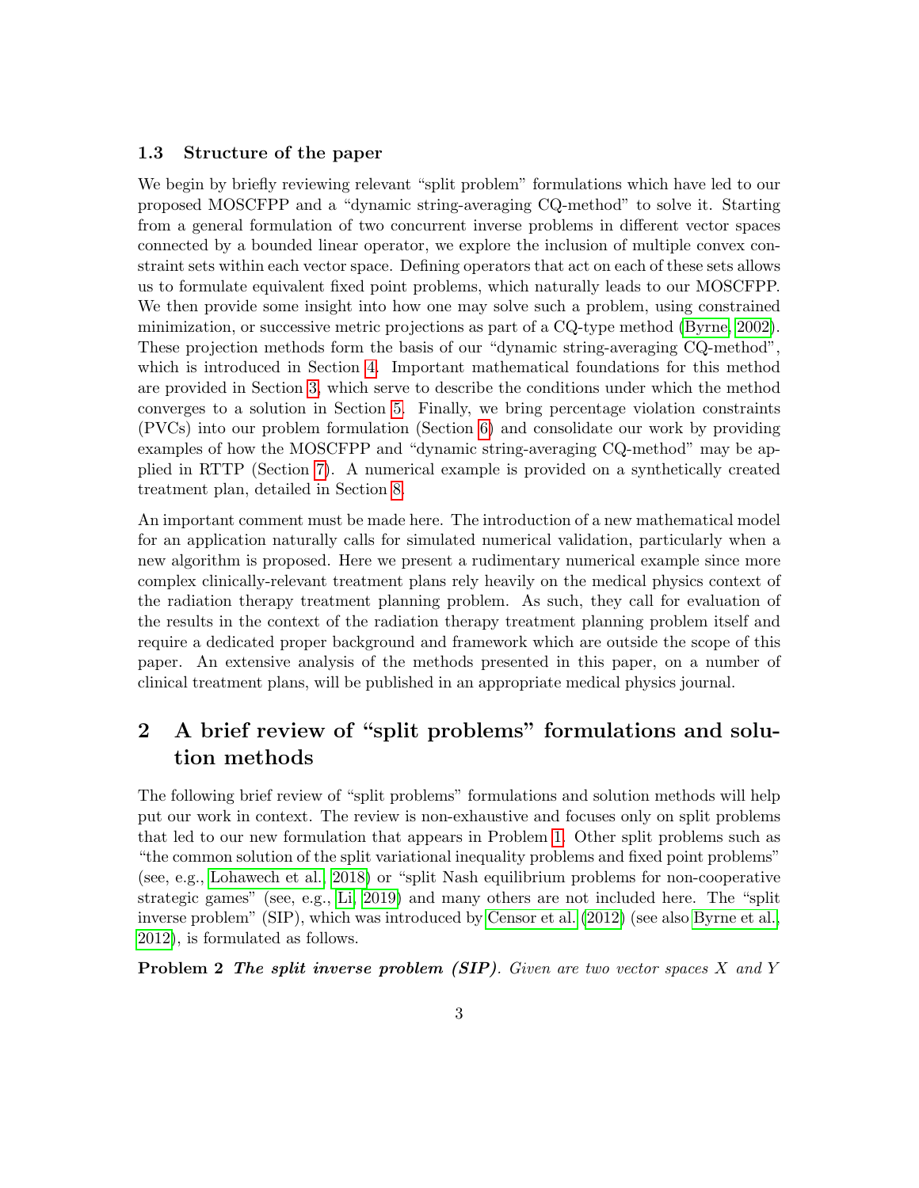### 1.3 Structure of the paper

We begin by briefly reviewing relevant "split problem" formulations which have led to our proposed MOSCFPP and a "dynamic string-averaging CQ-method" to solve it. Starting from a general formulation of two concurrent inverse problems in different vector spaces connected by a bounded linear operator, we explore the inclusion of multiple convex constraint sets within each vector space. Defining operators that act on each of these sets allows us to formulate equivalent fixed point problems, which naturally leads to our MOSCFPP. We then provide some insight into how one may solve such a problem, using constrained minimization, or successive metric projections as part of a CQ-type method (Byrne, 2002). These projection methods form the basis of our "dynamic string-averaging CQ-method", which is introduced in Section 4. Important mathematical foundations for this method are provided in Section 3, which serve to describe the conditions under which the method converges to a solution in Section 5. Finally, we bring percentage violation constraints (PVCs) into our problem formulation (Section 6) and consolidate our work by providing examples of how the MOSCFPP and "dynamic string-averaging CQ-method" may be applied in RTTP (Section 7). A numerical example is provided on a synthetically created treatment plan, detailed in Section 8.

An important comment must be made here. The introduction of a new mathematical model for an application naturally calls for simulated numerical validation, particularly when a new algorithm is proposed. Here we present a rudimentary numerical example since more complex clinically-relevant treatment plans rely heavily on the medical physics context of the radiation therapy treatment planning problem. As such, they call for evaluation of the results in the context of the radiation therapy treatment planning problem itself and require a dedicated proper background and framework which are outside the scope of this paper. An extensive analysis of the methods presented in this paper, on a number of clinical treatment plans, will be published in an appropriate medical physics journal.

## 2 A brief review of "split problems" formulations and solution methods

The following brief review of "split problems" formulations and solution methods will help put our work in context. The review is non-exhaustive and focuses only on split problems that led to our new formulation that appears in Problem 1. Other split problems such as "the common solution of the split variational inequality problems and fixed point problems" (see, e.g., Lohawech et al., 2018) or "split Nash equilibrium problems for non-cooperative strategic games" (see, e.g., Li, 2019) and many others are not included here. The "split inverse problem" (SIP), which was introduced by Censor et al. (2012) (see also Byrne et al., 2012), is formulated as follows.

**Problem 2** ***The split inverse problem (SIP).*** *Given are two vector spaces $X$ and $Y$*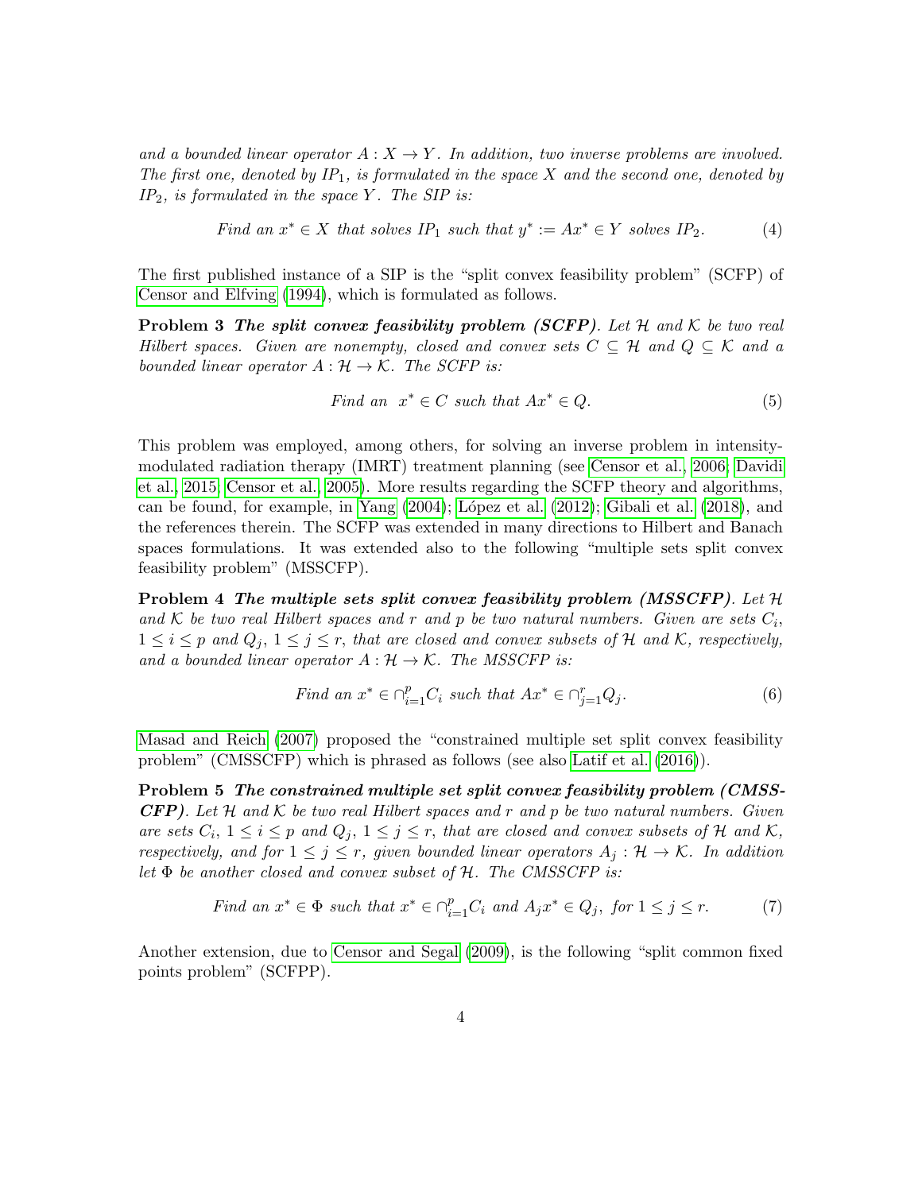*and a bounded linear operator $A : X \to Y$. In addition, two inverse problems are involved. The first one, denoted by $IP_1$, is formulated in the space $X$ and the second one, denoted by $IP_2$, is formulated in the space $Y$. The SIP is:*

$$\text{Find an } x^* \in X \text{ that solves } IP_1 \text{ such that } y^* := Ax^* \in Y \text{ solves } IP_2. \tag{4}$$

The first published instance of a SIP is the "split convex feasibility problem" (SCFP) of Censor and Elfving (1994), which is formulated as follows.

**Problem 3** ***The split convex feasibility problem (SCFP).*** *Let $\mathcal{H}$ and $\mathcal{K}$ be two real Hilbert spaces. Given are nonempty, closed and convex sets $C \subseteq \mathcal{H}$ and $Q \subseteq \mathcal{K}$ and a bounded linear operator $A : \mathcal{H} \to \mathcal{K}$. The SCFP is:*

$$\text{Find an } \; x^* \in C \text{ such that } Ax^* \in Q. \tag{5}$$

This problem was employed, among others, for solving an inverse problem in intensity-modulated radiation therapy (IMRT) treatment planning (see Censor et al., 2006; Davidi et al., 2015; Censor et al., 2005). More results regarding the SCFP theory and algorithms, can be found, for example, in Yang (2004); López et al. (2012); Gibali et al. (2018), and the references therein. The SCFP was extended in many directions to Hilbert and Banach spaces formulations. It was extended also to the following "multiple sets split convex feasibility problem" (MSSCFP).

**Problem 4** ***The multiple sets split convex feasibility problem (MSSCFP).*** *Let $\mathcal{H}$ and $\mathcal{K}$ be two real Hilbert spaces and $r$ and $p$ be two natural numbers. Given are sets $C_i$, $1 \leq i \leq p$ and $Q_j$, $1 \leq j \leq r$, that are closed and convex subsets of $\mathcal{H}$ and $\mathcal{K}$, respectively, and a bounded linear operator $A : \mathcal{H} \to \mathcal{K}$. The MSSCFP is:*

$$\text{Find an } x^* \in \cap_{i=1}^{p} C_i \text{ such that } Ax^* \in \cap_{j=1}^{r} Q_j. \tag{6}$$

Masad and Reich (2007) proposed the "constrained multiple set split convex feasibility problem" (CMSSCFP) which is phrased as follows (see also Latif et al. (2016)).

**Problem 5** ***The constrained multiple set split convex feasibility problem (CMSSCFP).*** *Let $\mathcal{H}$ and $\mathcal{K}$ be two real Hilbert spaces and $r$ and $p$ be two natural numbers. Given are sets $C_i$, $1 \leq i \leq p$ and $Q_j$, $1 \leq j \leq r$, that are closed and convex subsets of $\mathcal{H}$ and $\mathcal{K}$, respectively, and for $1 \leq j \leq r$, given bounded linear operators $A_j : \mathcal{H} \to \mathcal{K}$. In addition let $\Phi$ be another closed and convex subset of $\mathcal{H}$. The CMSSCFP is:*

$$\text{Find an } x^* \in \Phi \text{ such that } x^* \in \cap_{i=1}^{p} C_i \text{ and } A_j x^* \in Q_j, \text{ for } 1 \leq j \leq r. \tag{7}$$

Another extension, due to Censor and Segal (2009), is the following "split common fixed points problem" (SCFPP).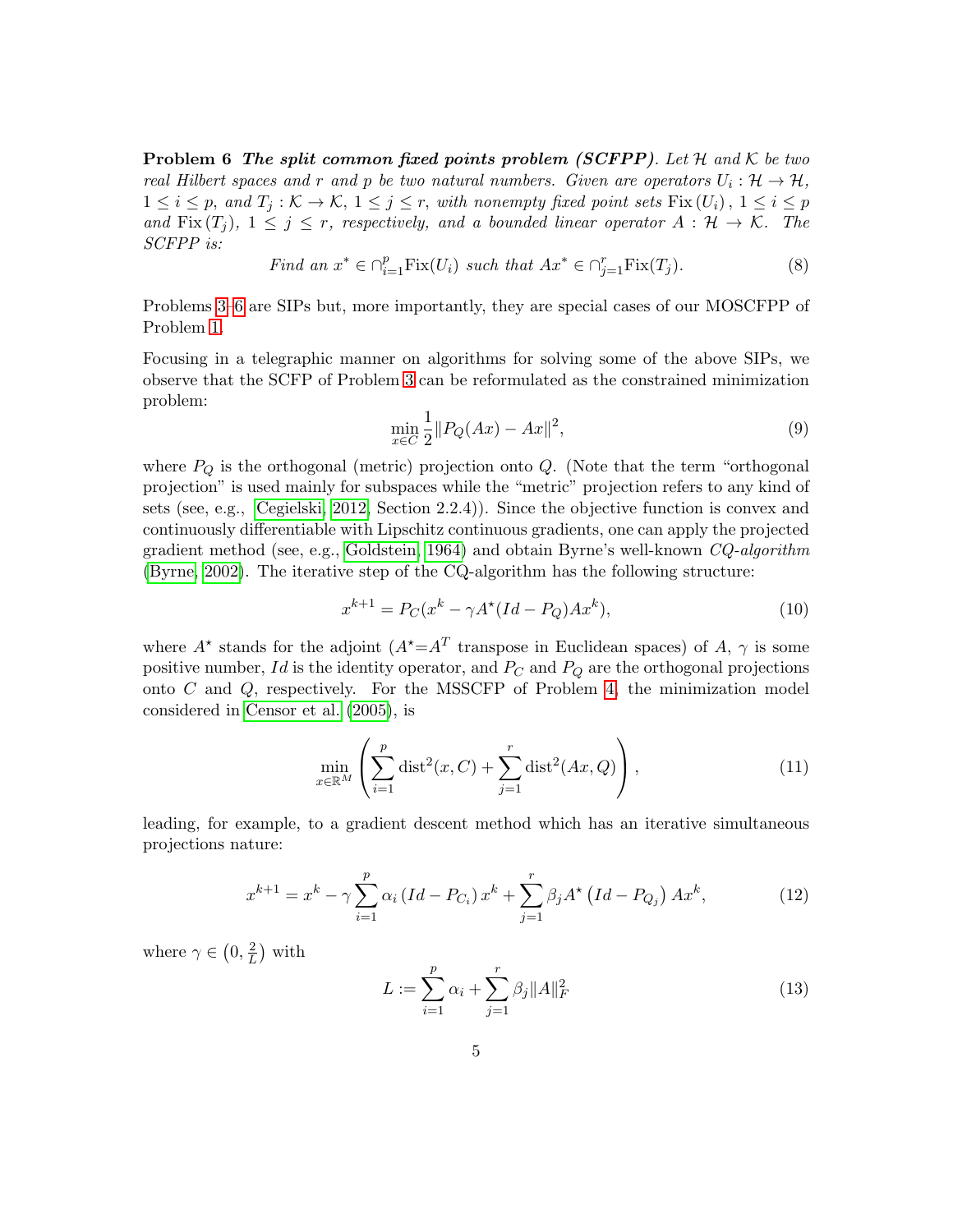**Problem 6** ***The split common fixed points problem (SCFPP)****. Let $\mathcal{H}$ and $\mathcal{K}$ be two real Hilbert spaces and $r$ and $p$ be two natural numbers. Given are operators $U_i : \mathcal{H} \to \mathcal{H}$, $1 \leq i \leq p$, and $T_j : \mathcal{K} \to \mathcal{K}$, $1 \leq j \leq r$, with nonempty fixed point sets $\mathrm{Fix}\,(U_i)$, $1 \leq i \leq p$ and $\mathrm{Fix}\,(T_j)$, $1 \leq j \leq r$, respectively, and a bounded linear operator $A : \mathcal{H} \to \mathcal{K}$. The SCFPP is:*

$$\text{Find an } x^* \in \cap_{i=1}^p \mathrm{Fix}(U_i) \text{ such that } Ax^* \in \cap_{j=1}^r \mathrm{Fix}(T_j). \tag{8}$$

Problems 3–6 are SIPs but, more importantly, they are special cases of our MOSCFPP of Problem 1.

Focusing in a telegraphic manner on algorithms for solving some of the above SIPs, we observe that the SCFP of Problem 3 can be reformulated as the constrained minimization problem:

$$\min_{x \in C} \frac{1}{2} \|P_Q(Ax) - Ax\|^2, \tag{9}$$

where $P_Q$ is the orthogonal (metric) projection onto $Q$. (Note that the term "orthogonal projection" is used mainly for subspaces while the "metric" projection refers to any kind of sets (see, e.g., Cegielski, 2012, Section 2.2.4)). Since the objective function is convex and continuously differentiable with Lipschitz continuous gradients, one can apply the projected gradient method (see, e.g., Goldstein, 1964) and obtain Byrne's well-known *CQ-algorithm* (Byrne, 2002). The iterative step of the CQ-algorithm has the following structure:

$$x^{k+1} = P_C(x^k - \gamma A^\star (Id - P_Q)Ax^k), \tag{10}$$

where $A^\star$ stands for the adjoint ($A^\star = A^T$ transpose in Euclidean spaces) of $A$, $\gamma$ is some positive number, $Id$ is the identity operator, and $P_C$ and $P_Q$ are the orthogonal projections onto $C$ and $Q$, respectively. For the MSSCFP of Problem 4, the minimization model considered in Censor et al. (2005), is

$$\min_{x \in \mathbb{R}^M} \left( \sum_{i=1}^p \mathrm{dist}^2(x, C) + \sum_{j=1}^r \mathrm{dist}^2(Ax, Q) \right), \tag{11}$$

leading, for example, to a gradient descent method which has an iterative simultaneous projections nature:

$$x^{k+1} = x^k - \gamma \sum_{i=1}^p \alpha_i \left(Id - P_{C_i}\right) x^k + \sum_{j=1}^r \beta_j A^\star \left(Id - P_{Q_j}\right) Ax^k, \tag{12}$$

where $\gamma \in \left(0, \frac{2}{L}\right)$ with

$$L := \sum_{i=1}^p \alpha_i + \sum_{j=1}^r \beta_j \|A\|_F^2 \tag{13}$$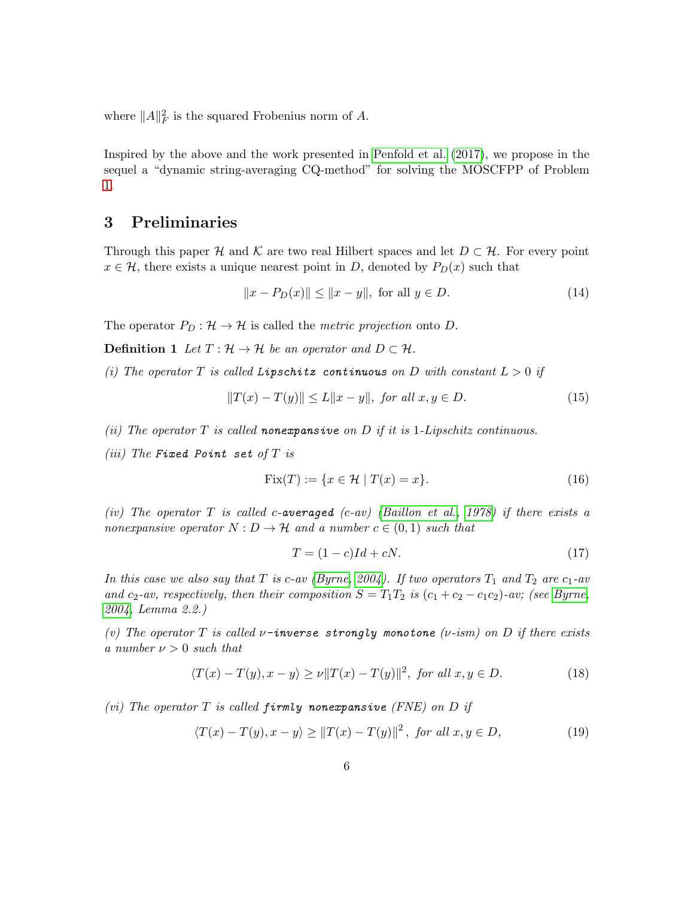where $\|A\|_F^2$ is the squared Frobenius norm of $A$.

Inspired by the above and the work presented in Penfold et al. (2017), we propose in the sequel a "dynamic string-averaging CQ-method" for solving the MOSCFPP of Problem 1.

## 3 Preliminaries

Through this paper $\mathcal{H}$ and $\mathcal{K}$ are two real Hilbert spaces and let $D \subset \mathcal{H}$. For every point $x \in \mathcal{H}$, there exists a unique nearest point in $D$, denoted by $P_D(x)$ such that

$$\|x - P_D(x)\| \leq \|x - y\|, \text{ for all } y \in D. \tag{14}$$

The operator $P_D : \mathcal{H} \to \mathcal{H}$ is called the *metric projection* onto $D$.

**Definition 1** *Let $T : \mathcal{H} \to \mathcal{H}$ be an operator and $D \subset \mathcal{H}$.*

*(i) The operator $T$ is called* `Lipschitz continuous` *on $D$ with constant $L > 0$ if*

$$\|T(x) - T(y)\| \leq L\|x - y\|, \textit{ for all } x, y \in D. \tag{15}$$

*(ii) The operator $T$ is called* **`nonexpansive`** *on $D$ if it is 1-Lipschitz continuous.*

*(iii) The* **`Fixed Point set`** *of $T$ is*

$$\text{Fix}(T) := \{x \in \mathcal{H} \mid T(x) = x\}. \tag{16}$$

*(iv) The operator $T$ is called c-*`averaged` *(c-av) (Baillon et al., 1978) if there exists a nonexpansive operator $N : D \to \mathcal{H}$ and a number $c \in (0, 1)$ such that*

$$T = (1 - c)Id + cN. \tag{17}$$

*In this case we also say that $T$ is c-av (Byrne, 2004). If two operators $T_1$ and $T_2$ are $c_1$-av and $c_2$-av, respectively, then their composition $S = T_1T_2$ is $(c_1 + c_2 - c_1c_2)$-av; (see Byrne, 2004, Lemma 2.2.)*

*(v) The operator $T$ is called* $\nu$-**`inverse strongly monotone`** *($\nu$-ism) on $D$ if there exists a number $\nu > 0$ such that*

$$\langle T(x) - T(y), x - y\rangle \geq \nu\|T(x) - T(y)\|^2, \textit{ for all } x, y \in D. \tag{18}$$

*(vi) The operator $T$ is called* **`firmly nonexpansive`** *(FNE) on $D$ if*

$$\langle T(x) - T(y), x - y\rangle \geq \|T(x) - T(y)\|^2, \textit{ for all } x, y \in D, \tag{19}$$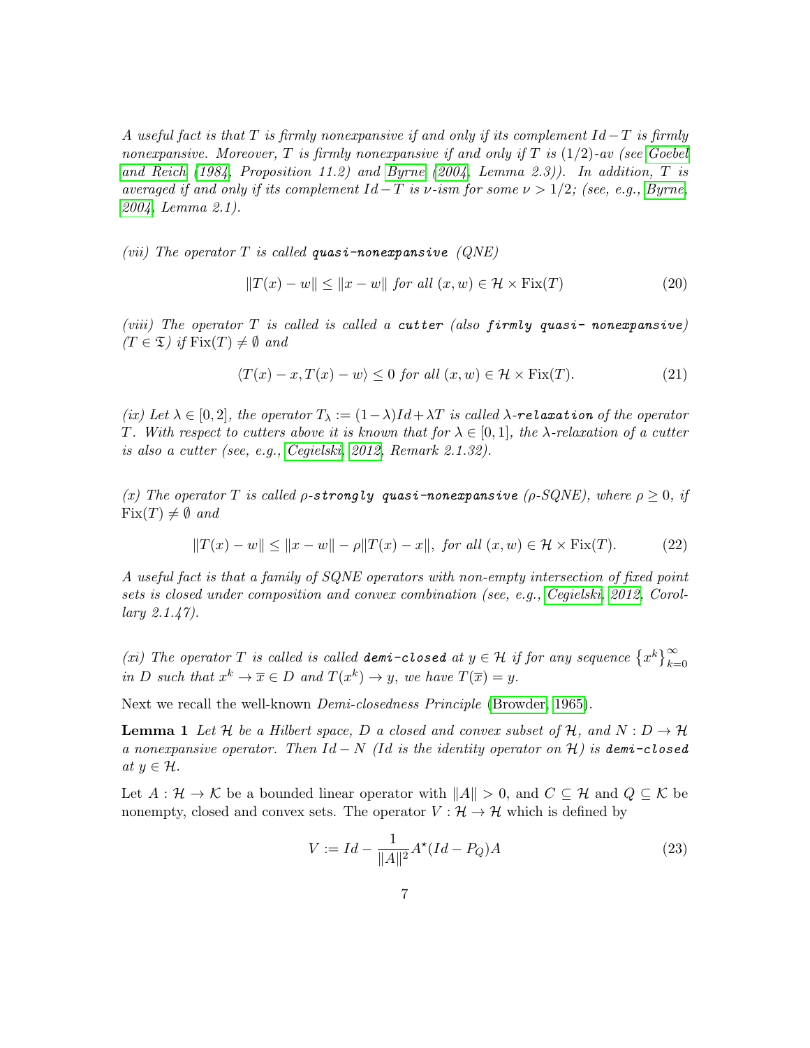*A useful fact is that $T$ is firmly nonexpansive if and only if its complement $Id - T$ is firmly nonexpansive. Moreover, $T$ is firmly nonexpansive if and only if $T$ is $(1/2)$-av (see Goebel and Reich (1984, Proposition 11.2) and Byrne (2004, Lemma 2.3)). In addition, $T$ is averaged if and only if its complement $Id - T$ is $\nu$-ism for some $\nu > 1/2$; (see, e.g., Byrne, 2004, Lemma 2.1).*

*(vii) The operator $T$ is called* ***quasi-nonexpansive*** *(QNE)*

$$\|T(x) - w\| \leq \|x - w\| \text{ for all } (x, w) \in \mathcal{H} \times \mathrm{Fix}(T) \tag{20}$$

*(viii) The operator $T$ is called is called a* ***cutter*** *(also* ***firmly quasi- nonexpansive****) ($T \in \mathfrak{T}$) if $\mathrm{Fix}(T) \neq \emptyset$ and*

$$\langle T(x) - x, T(x) - w \rangle \leq 0 \text{ for all } (x, w) \in \mathcal{H} \times \mathrm{Fix}(T). \tag{21}$$

*(ix) Let $\lambda \in [0, 2]$, the operator $T_\lambda := (1-\lambda)Id + \lambda T$ is called $\lambda$-****relaxation*** *of the operator $T$. With respect to cutters above it is known that for $\lambda \in [0, 1]$, the $\lambda$-relaxation of a cutter is also a cutter (see, e.g., Cegielski, 2012, Remark 2.1.32).*

*(x) The operator $T$ is called $\rho$-****strongly quasi-nonexpansive*** *($\rho$-SQNE), where $\rho \geq 0$, if $\mathrm{Fix}(T) \neq \emptyset$ and*

$$\|T(x) - w\| \leq \|x - w\| - \rho\|T(x) - x\|, \text{ for all } (x, w) \in \mathcal{H} \times \mathrm{Fix}(T). \tag{22}$$

*A useful fact is that a family of SQNE operators with non-empty intersection of fixed point sets is closed under composition and convex combination (see, e.g., Cegielski, 2012, Corollary 2.1.47).*

*(xi) The operator $T$ is called is called* ***demi-closed*** *at $y \in \mathcal{H}$ if for any sequence $\left\{x^k\right\}_{k=0}^{\infty}$ in $D$ such that $x^k \to \overline{x} \in D$ and $T(x^k) \to y$, we have $T(\overline{x}) = y$.*

Next we recall the well-known *Demi-closedness Principle* (Browder, 1965).

**Lemma 1** *Let $\mathcal{H}$ be a Hilbert space, $D$ a closed and convex subset of $\mathcal{H}$, and $N : D \to \mathcal{H}$ a nonexpansive operator. Then $Id - N$ ($Id$ is the identity operator on $\mathcal{H}$) is* ***demi-closed*** *at $y \in \mathcal{H}$.*

Let $A : \mathcal{H} \to \mathcal{K}$ be a bounded linear operator with $\|A\| > 0$, and $C \subseteq \mathcal{H}$ and $Q \subseteq \mathcal{K}$ be nonempty, closed and convex sets. The operator $V : \mathcal{H} \to \mathcal{H}$ which is defined by

$$V := Id - \frac{1}{\|A\|^2} A^\star (Id - P_Q) A \tag{23}$$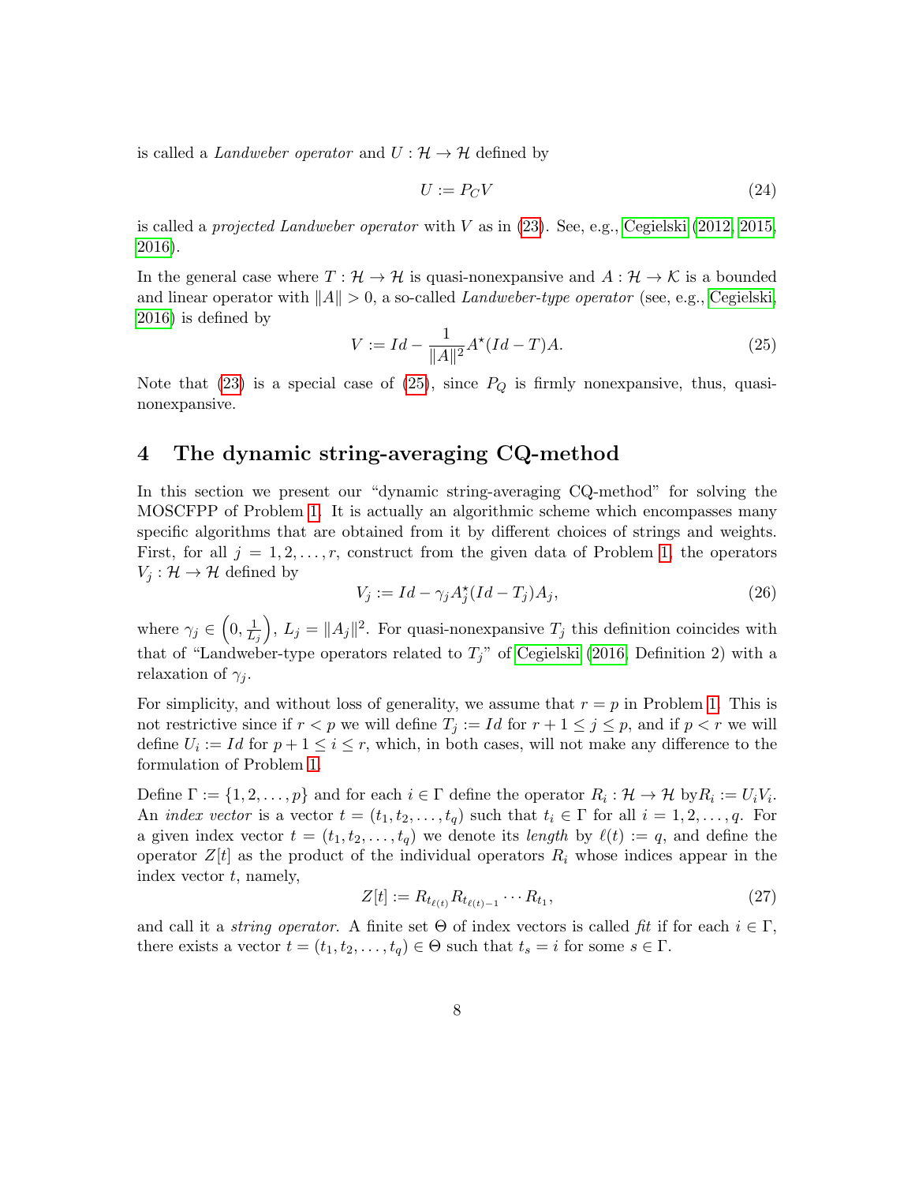is called a *Landweber operator* and $U : \mathcal{H} \to \mathcal{H}$ defined by

$$U := P_C V \tag{24}$$

is called a *projected Landweber operator* with $V$ as in (23). See, e.g., Cegielski (2012, 2015, 2016).

In the general case where $T : \mathcal{H} \to \mathcal{H}$ is quasi-nonexpansive and $A : \mathcal{H} \to \mathcal{K}$ is a bounded and linear operator with $\|A\| > 0$, a so-called *Landweber-type operator* (see, e.g., Cegielski, 2016) is defined by

$$V := Id - \frac{1}{\|A\|^2} A^\star (Id - T) A. \tag{25}$$

Note that (23) is a special case of (25), since $P_Q$ is firmly nonexpansive, thus, quasi-nonexpansive.

## 4 The dynamic string-averaging CQ-method

In this section we present our "dynamic string-averaging CQ-method" for solving the MOSCFPP of Problem 1. It is actually an algorithmic scheme which encompasses many specific algorithms that are obtained from it by different choices of strings and weights. First, for all $j = 1, 2, \ldots, r$, construct from the given data of Problem 1, the operators $V_j : \mathcal{H} \to \mathcal{H}$ defined by

$$V_j := Id - \gamma_j A_j^\star (Id - T_j) A_j, \tag{26}$$

where $\gamma_j \in \left(0, \frac{1}{L_j}\right)$, $L_j = \|A_j\|^2$. For quasi-nonexpansive $T_j$ this definition coincides with that of "Landweber-type operators related to $T_j$" of Cegielski (2016, Definition 2) with a relaxation of $\gamma_j$.

For simplicity, and without loss of generality, we assume that $r = p$ in Problem 1. This is not restrictive since if $r < p$ we will define $T_j := Id$ for $r + 1 \leq j \leq p$, and if $p < r$ we will define $U_i := Id$ for $p + 1 \leq i \leq r$, which, in both cases, will not make any difference to the formulation of Problem 1.

Define $\Gamma := \{1, 2, \ldots, p\}$ and for each $i \in \Gamma$ define the operator $R_i : \mathcal{H} \to \mathcal{H}$ by$R_i := U_i V_i$. An *index vector* is a vector $t = (t_1, t_2, \ldots, t_q)$ such that $t_i \in \Gamma$ for all $i = 1, 2, \ldots, q$. For a given index vector $t = (t_1, t_2, \ldots, t_q)$ we denote its *length* by $\ell(t) := q$, and define the operator $Z[t]$ as the product of the individual operators $R_i$ whose indices appear in the index vector $t$, namely,

$$Z[t] := R_{t_{\ell(t)}} R_{t_{\ell(t)-1}} \cdots R_{t_1}, \tag{27}$$

and call it a *string operator*. A finite set $\Theta$ of index vectors is called *fit* if for each $i \in \Gamma$, there exists a vector $t = (t_1, t_2, \ldots, t_q) \in \Theta$ such that $t_s = i$ for some $s \in \Gamma$.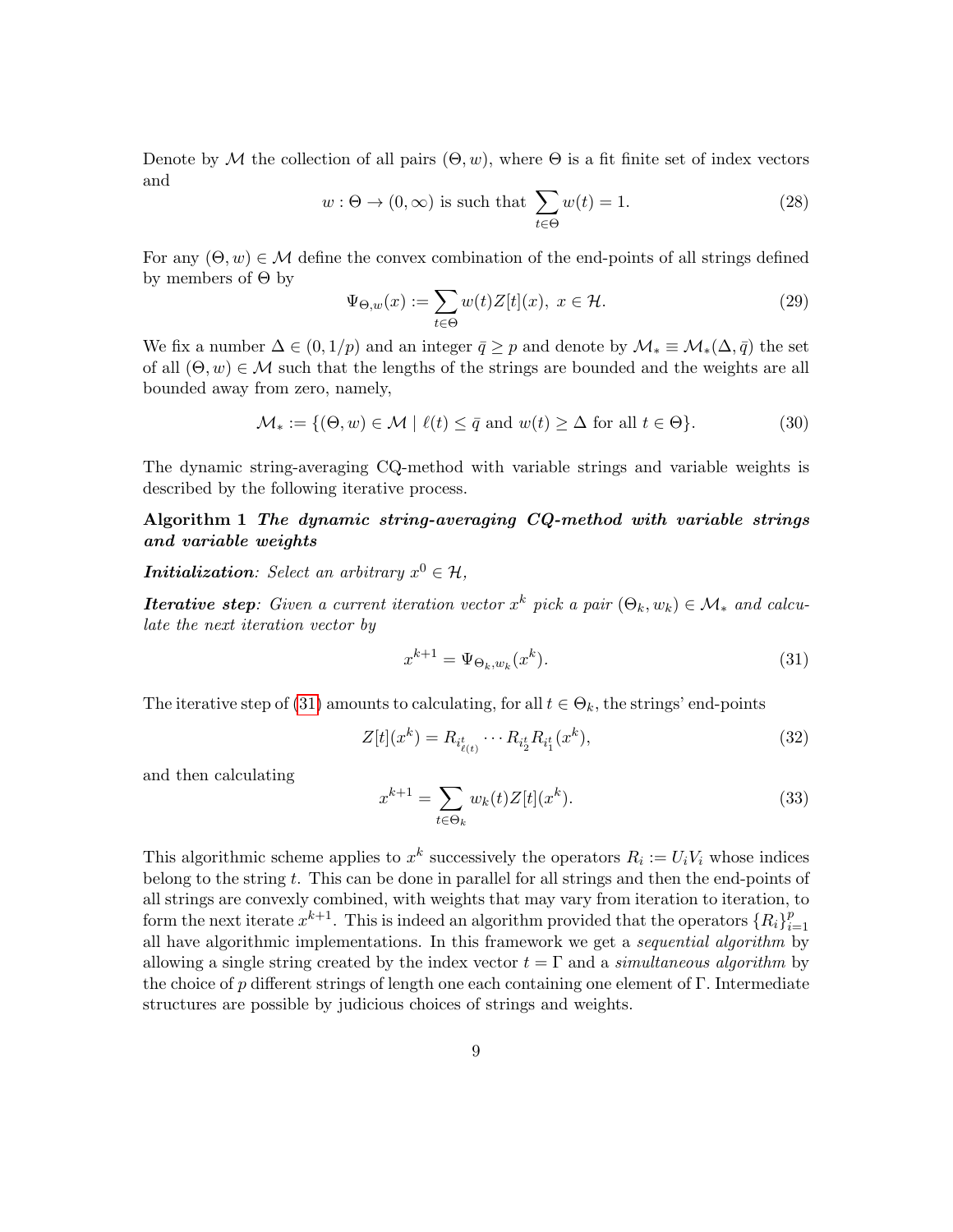Denote by $\mathcal{M}$ the collection of all pairs $(\Theta, w)$, where $\Theta$ is a fit finite set of index vectors and

$$w : \Theta \to (0, \infty) \text{ is such that } \sum_{t \in \Theta} w(t) = 1. \tag{28}$$

For any $(\Theta, w) \in \mathcal{M}$ define the convex combination of the end-points of all strings defined by members of $\Theta$ by

$$\Psi_{\Theta,w}(x) := \sum_{t \in \Theta} w(t) Z[t](x), \ x \in \mathcal{H}. \tag{29}$$

We fix a number $\Delta \in (0, 1/p)$ and an integer $\bar{q} \geq p$ and denote by $\mathcal{M}_* \equiv \mathcal{M}_*(\Delta, \bar{q})$ the set of all $(\Theta, w) \in \mathcal{M}$ such that the lengths of the strings are bounded and the weights are all bounded away from zero, namely,

$$\mathcal{M}_* := \{(\Theta, w) \in \mathcal{M} \mid \ell(t) \leq \bar{q} \text{ and } w(t) \geq \Delta \text{ for all } t \in \Theta\}. \tag{30}$$

The dynamic string-averaging CQ-method with variable strings and variable weights is described by the following iterative process.

**Algorithm 1** ***The dynamic string-averaging CQ-method with variable strings and variable weights***

***Initialization****: Select an arbitrary $x^0 \in \mathcal{H}$,*

***Iterative step****: Given a current iteration vector $x^k$ pick a pair $(\Theta_k, w_k) \in \mathcal{M}_*$ and calculate the next iteration vector by*

$$x^{k+1} = \Psi_{\Theta_k, w_k}(x^k). \tag{31}$$

The iterative step of (31) amounts to calculating, for all $t \in \Theta_k$, the strings' end-points

$$Z[t](x^k) = R_{i^t_{\ell(t)}} \cdots R_{i^t_2} R_{i^t_1}(x^k), \tag{32}$$

and then calculating

$$x^{k+1} = \sum_{t \in \Theta_k} w_k(t) Z[t](x^k). \tag{33}$$

This algorithmic scheme applies to $x^k$ successively the operators $R_i := U_i V_i$ whose indices belong to the string $t$. This can be done in parallel for all strings and then the end-points of all strings are convexly combined, with weights that may vary from iteration to iteration, to form the next iterate $x^{k+1}$. This is indeed an algorithm provided that the operators $\{R_i\}_{i=1}^p$ all have algorithmic implementations. In this framework we get a *sequential algorithm* by allowing a single string created by the index vector $t = \Gamma$ and a *simultaneous algorithm* by the choice of $p$ different strings of length one each containing one element of $\Gamma$. Intermediate structures are possible by judicious choices of strings and weights.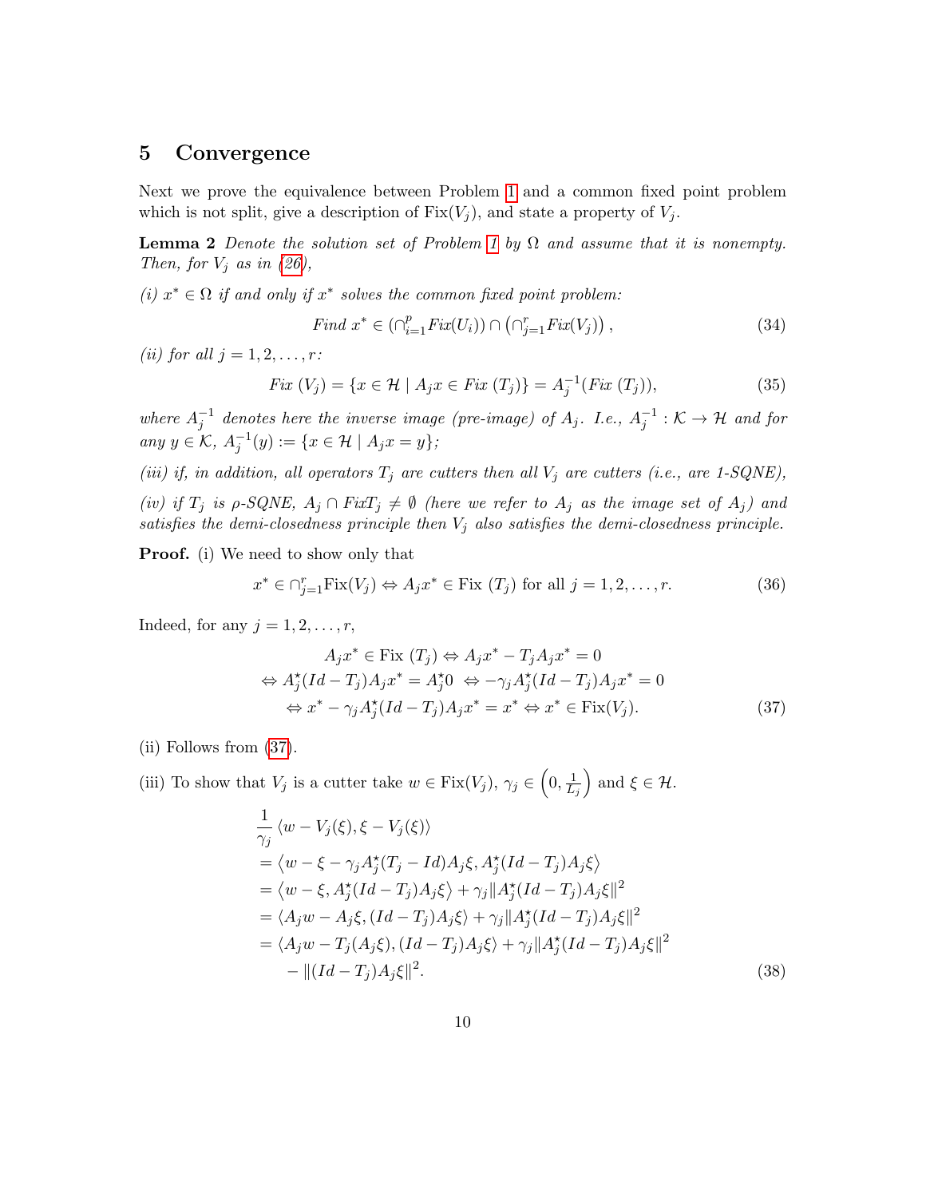## 5 Convergence

Next we prove the equivalence between Problem 1 and a common fixed point problem which is not split, give a description of $\text{Fix}(V_j)$, and state a property of $V_j$.

**Lemma 2** *Denote the solution set of Problem 1 by $\Omega$ and assume that it is nonempty. Then, for $V_j$ as in (26),*

*(i) $x^* \in \Omega$ if and only if $x^*$ solves the common fixed point problem:*

$$\text{Find } x^* \in \left(\cap_{i=1}^{p} Fix(U_i)\right) \cap \left(\cap_{j=1}^{r} Fix(V_j)\right), \tag{34}$$

*(ii) for all $j = 1, 2, \ldots, r$:*

$$Fix\ (V_j) = \{x \in \mathcal{H} \mid A_j x \in Fix\ (T_j)\} = A_j^{-1}(Fix\ (T_j)), \tag{35}$$

*where $A_j^{-1}$ denotes here the inverse image (pre-image) of $A_j$. I.e., $A_j^{-1} : \mathcal{K} \to \mathcal{H}$ and for any $y \in \mathcal{K}$, $A_j^{-1}(y) := \{x \in \mathcal{H} \mid A_j x = y\}$;*

*(iii) if, in addition, all operators $T_j$ are cutters then all $V_j$ are cutters (i.e., are 1-SQNE),*

*(iv) if $T_j$ is $\rho$-SQNE, $A_j \cap FixT_j \neq \emptyset$ (here we refer to $A_j$ as the image set of $A_j$) and satisfies the demi-closedness principle then $V_j$ also satisfies the demi-closedness principle.*

**Proof.** (i) We need to show only that

$$x^* \in \cap_{j=1}^{r} \text{Fix}(V_j) \Leftrightarrow A_j x^* \in \text{Fix}\ (T_j) \text{ for all } j = 1, 2, \ldots, r. \tag{36}$$

Indeed, for any $j = 1, 2, \ldots, r$,

$$\begin{aligned}
& A_j x^* \in \text{Fix}\ (T_j) \Leftrightarrow A_j x^* - T_j A_j x^* = 0 \\
\Leftrightarrow\ & A_j^{\star}(Id - T_j) A_j x^* = A_j^{\star} 0 \ \Leftrightarrow -\gamma_j A_j^{\star}(Id - T_j) A_j x^* = 0 \\
\Leftrightarrow\ & x^* - \gamma_j A_j^{\star}(Id - T_j) A_j x^* = x^* \Leftrightarrow x^* \in \text{Fix}(V_j).
\end{aligned} \tag{37}$$

(ii) Follows from (37).

(iii) To show that $V_j$ is a cutter take $w \in \text{Fix}(V_j)$, $\gamma_j \in \left(0, \frac{1}{L_j}\right)$ and $\xi \in \mathcal{H}$.

$$\begin{aligned}
& \frac{1}{\gamma_j} \langle w - V_j(\xi), \xi - V_j(\xi) \rangle \\
& = \left\langle w - \xi - \gamma_j A_j^{\star}(T_j - Id) A_j \xi, A_j^{\star}(Id - T_j) A_j \xi \right\rangle \\
& = \left\langle w - \xi, A_j^{\star}(Id - T_j) A_j \xi \right\rangle + \gamma_j \| A_j^{\star}(Id - T_j) A_j \xi \|^2 \\
& = \langle A_j w - A_j \xi, (Id - T_j) A_j \xi \rangle + \gamma_j \| A_j^{\star}(Id - T_j) A_j \xi \|^2 \\
& = \langle A_j w - T_j(A_j \xi), (Id - T_j) A_j \xi \rangle + \gamma_j \| A_j^{\star}(Id - T_j) A_j \xi \|^2 \\
& \quad - \|(Id - T_j) A_j \xi\|^2.
\end{aligned} \tag{38}$$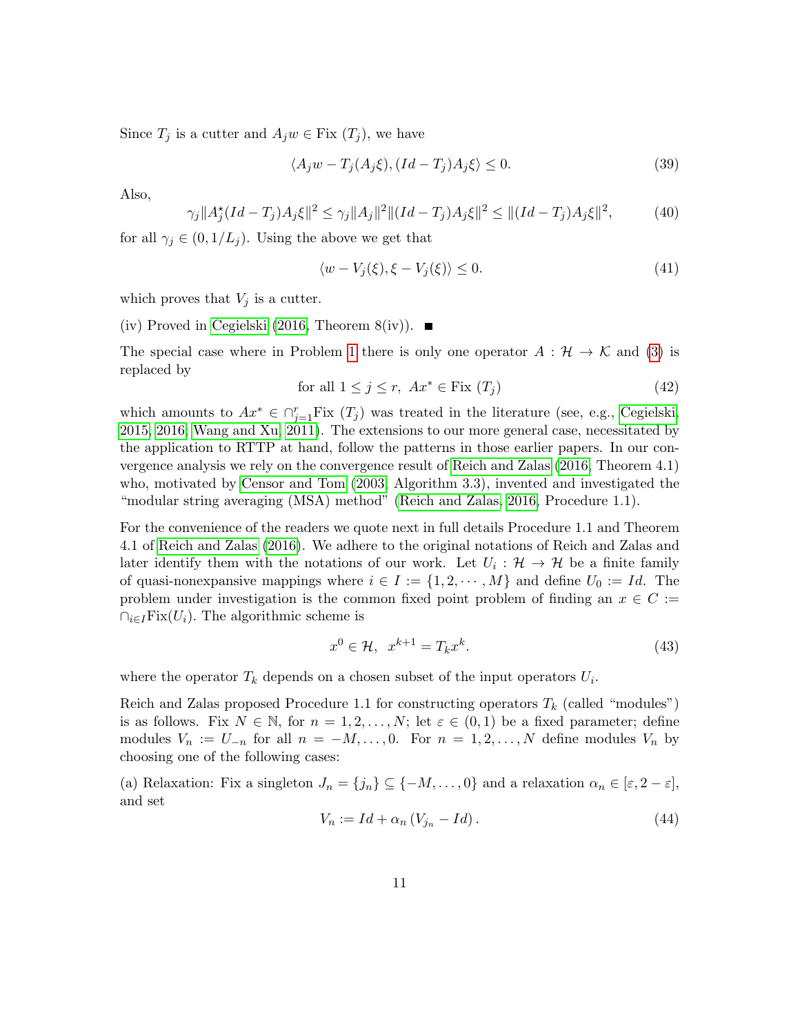Since $T_j$ is a cutter and $A_j w \in \text{Fix }(T_j)$, we have

$$\langle A_j w - T_j(A_j \xi), (Id - T_j)A_j \xi\rangle \leq 0. \tag{39}$$

Also,

$$\gamma_j \|A_j^{\star}(Id - T_j)A_j \xi\|^2 \leq \gamma_j \|A_j\|^2 \|(Id - T_j)A_j \xi\|^2 \leq \|(Id - T_j)A_j \xi\|^2, \tag{40}$$

for all $\gamma_j \in (0, 1/L_j)$. Using the above we get that

$$\langle w - V_j(\xi), \xi - V_j(\xi)\rangle \leq 0. \tag{41}$$

which proves that $V_j$ is a cutter.

(iv) Proved in Cegielski (2016, Theorem 8(iv)). ■

The special case where in Problem 1 there is only one operator $A : \mathcal{H} \to \mathcal{K}$ and (3) is replaced by

$$\text{for all } 1 \leq j \leq r,\ Ax^* \in \text{Fix }(T_j) \tag{42}$$

which amounts to $Ax^* \in \cap_{j=1}^{r} \text{Fix }(T_j)$ was treated in the literature (see, e.g., Cegielski, 2015, 2016; Wang and Xu, 2011). The extensions to our more general case, necessitated by the application to RTTP at hand, follow the patterns in those earlier papers. In our convergence analysis we rely on the convergence result of Reich and Zalas (2016, Theorem 4.1) who, motivated by Censor and Tom (2003, Algorithm 3.3), invented and investigated the "modular string averaging (MSA) method" (Reich and Zalas, 2016, Procedure 1.1).

For the convenience of the readers we quote next in full details Procedure 1.1 and Theorem 4.1 of Reich and Zalas (2016). We adhere to the original notations of Reich and Zalas and later identify them with the notations of our work. Let $U_i : \mathcal{H} \to \mathcal{H}$ be a finite family of quasi-nonexpansive mappings where $i \in I := \{1, 2, \cdots, M\}$ and define $U_0 := Id$. The problem under investigation is the common fixed point problem of finding an $x \in C := \cap_{i \in I} \text{Fix}(U_i)$. The algorithmic scheme is

$$x^0 \in \mathcal{H},\ \ x^{k+1} = T_k x^k. \tag{43}$$

where the operator $T_k$ depends on a chosen subset of the input operators $U_i$.

Reich and Zalas proposed Procedure 1.1 for constructing operators $T_k$ (called "modules") is as follows. Fix $N \in \mathbb{N}$, for $n = 1, 2, \ldots, N$; let $\varepsilon \in (0, 1)$ be a fixed parameter; define modules $V_n := U_{-n}$ for all $n = -M, \ldots, 0$. For $n = 1, 2, \ldots, N$ define modules $V_n$ by choosing one of the following cases:

(a) Relaxation: Fix a singleton $J_n = \{j_n\} \subseteq \{-M, \ldots, 0\}$ and a relaxation $\alpha_n \in [\varepsilon, 2 - \varepsilon]$, and set

$$V_n := Id + \alpha_n \left(V_{j_n} - Id\right). \tag{44}$$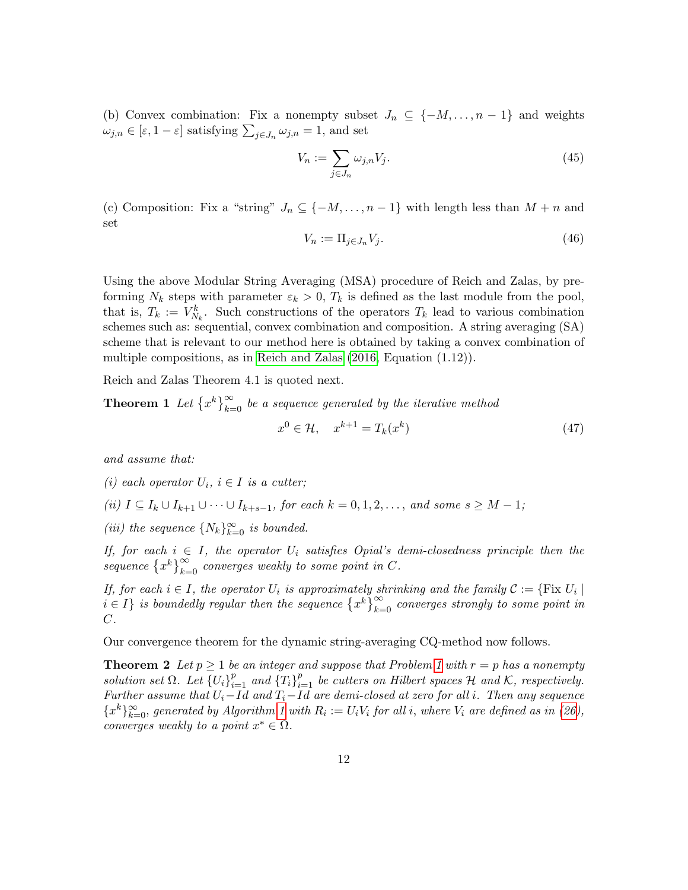(b) Convex combination: Fix a nonempty subset $J_n \subseteq \{-M, \ldots, n-1\}$ and weights $\omega_{j,n} \in [\varepsilon, 1-\varepsilon]$ satisfying $\sum_{j \in J_n} \omega_{j,n} = 1$, and set

$$V_n := \sum_{j \in J_n} \omega_{j,n} V_j. \tag{45}$$

(c) Composition: Fix a "string" $J_n \subseteq \{-M, \ldots, n-1\}$ with length less than $M+n$ and set

$$V_n := \Pi_{j \in J_n} V_j. \tag{46}$$

Using the above Modular String Averaging (MSA) procedure of Reich and Zalas, by preforming $N_k$ steps with parameter $\varepsilon_k > 0$, $T_k$ is defined as the last module from the pool, that is, $T_k := V^k_{N_k}$. Such constructions of the operators $T_k$ lead to various combination schemes such as: sequential, convex combination and composition. A string averaging (SA) scheme that is relevant to our method here is obtained by taking a convex combination of multiple compositions, as in Reich and Zalas (2016, Equation (1.12)).

Reich and Zalas Theorem 4.1 is quoted next.

**Theorem 1** *Let $\{x^k\}_{k=0}^{\infty}$ be a sequence generated by the iterative method*

$$x^0 \in \mathcal{H}, \quad x^{k+1} = T_k(x^k) \tag{47}$$

*and assume that:*

*(i) each operator $U_i$, $i \in I$ is a cutter;*

*(ii) $I \subseteq I_k \cup I_{k+1} \cup \cdots \cup I_{k+s-1}$, for each $k = 0, 1, 2, \ldots$, and some $s \geq M-1$;*

*(iii) the sequence $\{N_k\}_{k=0}^{\infty}$ is bounded.*

*If, for each $i \in I$, the operator $U_i$ satisfies Opial's demi-closedness principle then the sequence $\{x^k\}_{k=0}^{\infty}$ converges weakly to some point in $C$.*

*If, for each $i \in I$, the operator $U_i$ is approximately shrinking and the family $\mathcal{C} := \{\text{Fix } U_i \mid i \in I\}$ is boundedly regular then the sequence $\{x^k\}_{k=0}^{\infty}$ converges strongly to some point in $C$.*

Our convergence theorem for the dynamic string-averaging CQ-method now follows.

**Theorem 2** *Let $p \geq 1$ be an integer and suppose that Problem 1 with $r = p$ has a nonempty solution set $\Omega$. Let $\{U_i\}_{i=1}^{p}$ and $\{T_i\}_{i=1}^{p}$ be cutters on Hilbert spaces $\mathcal{H}$ and $\mathcal{K}$, respectively. Further assume that $U_i - Id$ and $T_i - Id$ are demi-closed at zero for all $i$. Then any sequence $\{x^k\}_{k=0}^{\infty}$, generated by Algorithm 1 with $R_i := U_i V_i$ for all $i$, where $V_i$ are defined as in (26), converges weakly to a point $x^* \in \Omega$.*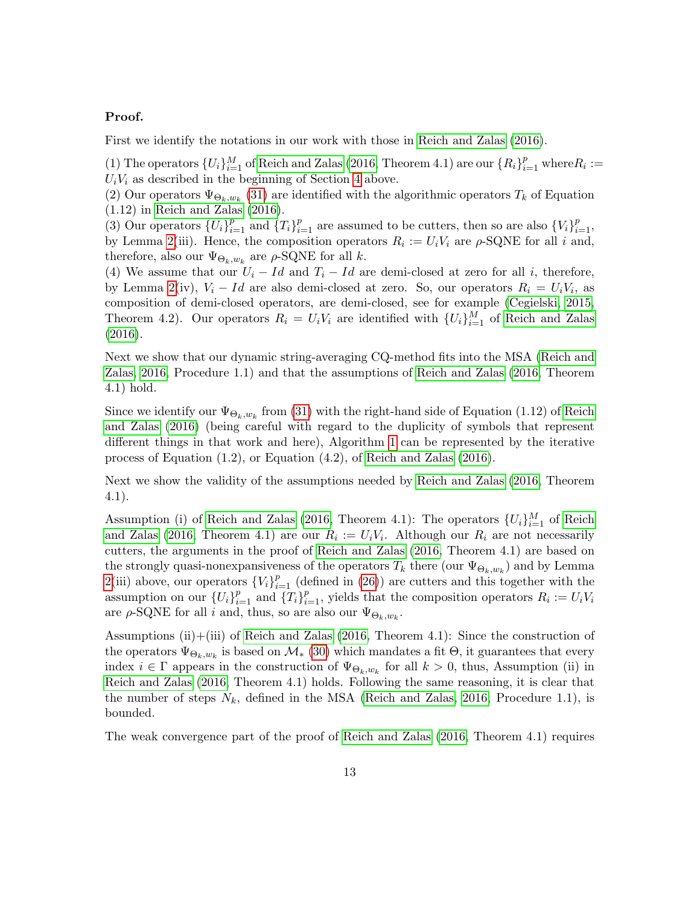**Proof.**

First we identify the notations in our work with those in Reich and Zalas (2016).

(1) The operators $\{U_i\}_{i=1}^M$ of Reich and Zalas (2016, Theorem 4.1) are our $\{R_i\}_{i=1}^p$ where$R_i := U_i V_i$ as described in the beginning of Section 4 above.
(2) Our operators $\Psi_{\Theta_k, w_k}$ (31) are identified with the algorithmic operators $T_k$ of Equation (1.12) in Reich and Zalas (2016).
(3) Our operators $\{U_i\}_{i=1}^p$ and $\{T_i\}_{i=1}^p$ are assumed to be cutters, then so are also $\{V_i\}_{i=1}^p$, by Lemma 2(iii). Hence, the composition operators $R_i := U_i V_i$ are $\rho$-SQNE for all $i$ and, therefore, also our $\Psi_{\Theta_k, w_k}$ are $\rho$-SQNE for all $k$.
(4) We assume that our $U_i - Id$ and $T_i - Id$ are demi-closed at zero for all $i$, therefore, by Lemma 2(iv), $V_i - Id$ are also demi-closed at zero. So, our operators $R_i = U_i V_i$, as composition of demi-closed operators, are demi-closed, see for example (Cegielski, 2015, Theorem 4.2). Our operators $R_i = U_i V_i$ are identified with $\{U_i\}_{i=1}^M$ of Reich and Zalas (2016).

Next we show that our dynamic string-averaging CQ-method fits into the MSA (Reich and Zalas, 2016, Procedure 1.1) and that the assumptions of Reich and Zalas (2016, Theorem 4.1) hold.

Since we identify our $\Psi_{\Theta_k, w_k}$ from (31) with the right-hand side of Equation (1.12) of Reich and Zalas (2016) (being careful with regard to the duplicity of symbols that represent different things in that work and here), Algorithm 1 can be represented by the iterative process of Equation (1.2), or Equation (4.2), of Reich and Zalas (2016).

Next we show the validity of the assumptions needed by Reich and Zalas (2016, Theorem 4.1).

Assumption (i) of Reich and Zalas (2016, Theorem 4.1): The operators $\{U_i\}_{i=1}^M$ of Reich and Zalas (2016, Theorem 4.1) are our $R_i := U_i V_i$. Although our $R_i$ are not necessarily cutters, the arguments in the proof of Reich and Zalas (2016, Theorem 4.1) are based on the strongly quasi-nonexpansiveness of the operators $T_k$ there (our $\Psi_{\Theta_k, w_k}$) and by Lemma 2(iii) above, our operators $\{V_i\}_{i=1}^p$ (defined in (26)) are cutters and this together with the assumption on our $\{U_i\}_{i=1}^p$ and $\{T_i\}_{i=1}^p$, yields that the composition operators $R_i := U_i V_i$ are $\rho$-SQNE for all $i$ and, thus, so are also our $\Psi_{\Theta_k, w_k}$.

Assumptions (ii)+(iii) of Reich and Zalas (2016, Theorem 4.1): Since the construction of the operators $\Psi_{\Theta_k, w_k}$ is based on $\mathcal{M}_*$ (30) which mandates a fit $\Theta$, it guarantees that every index $i \in \Gamma$ appears in the construction of $\Psi_{\Theta_k, w_k}$ for all $k > 0$, thus, Assumption (ii) in Reich and Zalas (2016, Theorem 4.1) holds. Following the same reasoning, it is clear that the number of steps $N_k$, defined in the MSA (Reich and Zalas, 2016, Procedure 1.1), is bounded.

The weak convergence part of the proof of Reich and Zalas (2016, Theorem 4.1) requires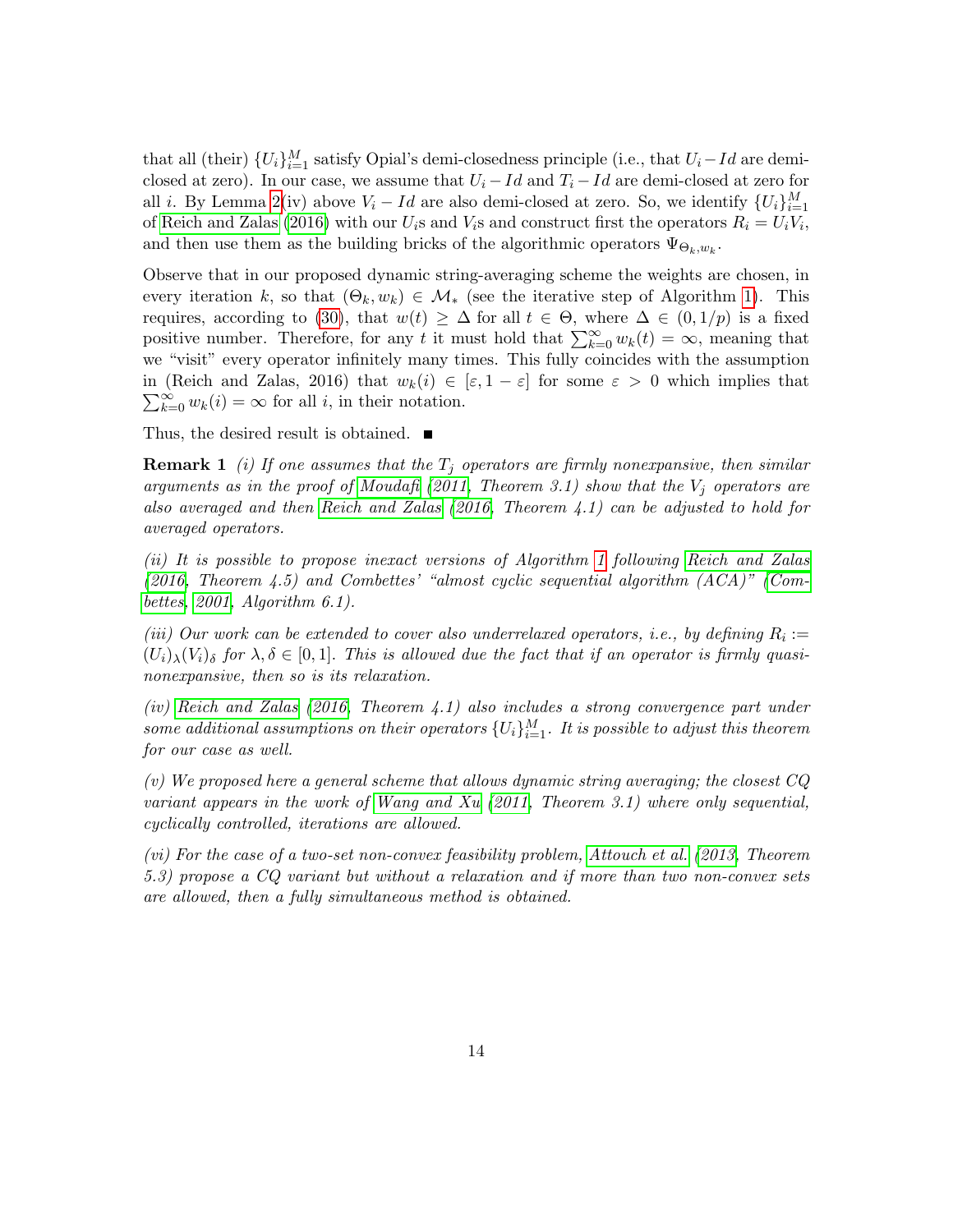that all (their) $\{U_i\}_{i=1}^M$ satisfy Opial's demi-closedness principle (i.e., that $U_i - Id$ are demi-closed at zero). In our case, we assume that $U_i - Id$ and $T_i - Id$ are demi-closed at zero for all $i$. By Lemma 2(iv) above $V_i - Id$ are also demi-closed at zero. So, we identify $\{U_i\}_{i=1}^M$ of Reich and Zalas (2016) with our $U_i$s and $V_i$s and construct first the operators $R_i = U_i V_i$, and then use them as the building bricks of the algorithmic operators $\Psi_{\Theta_k, w_k}$.

Observe that in our proposed dynamic string-averaging scheme the weights are chosen, in every iteration $k$, so that $(\Theta_k, w_k) \in \mathcal{M}_*$ (see the iterative step of Algorithm 1). This requires, according to (30), that $w(t) \geq \Delta$ for all $t \in \Theta$, where $\Delta \in (0, 1/p)$ is a fixed positive number. Therefore, for any $t$ it must hold that $\sum_{k=0}^{\infty} w_k(t) = \infty$, meaning that we "visit" every operator infinitely many times. This fully coincides with the assumption in (Reich and Zalas, 2016) that $w_k(i) \in [\varepsilon, 1 - \varepsilon]$ for some $\varepsilon > 0$ which implies that $\sum_{k=0}^{\infty} w_k(i) = \infty$ for all $i$, in their notation.

Thus, the desired result is obtained. ■

**Remark 1** *(i) If one assumes that the $T_j$ operators are firmly nonexpansive, then similar arguments as in the proof of Moudafi (2011, Theorem 3.1) show that the $V_j$ operators are also averaged and then Reich and Zalas (2016, Theorem 4.1) can be adjusted to hold for averaged operators.*

*(ii) It is possible to propose inexact versions of Algorithm 1 following Reich and Zalas (2016, Theorem 4.5) and Combettes' "almost cyclic sequential algorithm (ACA)" (Combettes, 2001, Algorithm 6.1).*

*(iii) Our work can be extended to cover also underrelaxed operators, i.e., by defining $R_i := (U_i)_\lambda (V_i)_\delta$ for $\lambda, \delta \in [0, 1]$. This is allowed due the fact that if an operator is firmly quasi-nonexpansive, then so is its relaxation.*

*(iv) Reich and Zalas (2016, Theorem 4.1) also includes a strong convergence part under some additional assumptions on their operators $\{U_i\}_{i=1}^M$. It is possible to adjust this theorem for our case as well.*

*(v) We proposed here a general scheme that allows dynamic string averaging; the closest CQ variant appears in the work of Wang and Xu (2011, Theorem 3.1) where only sequential, cyclically controlled, iterations are allowed.*

*(vi) For the case of a two-set non-convex feasibility problem, Attouch et al. (2013, Theorem 5.3) propose a CQ variant but without a relaxation and if more than two non-convex sets are allowed, then a fully simultaneous method is obtained.*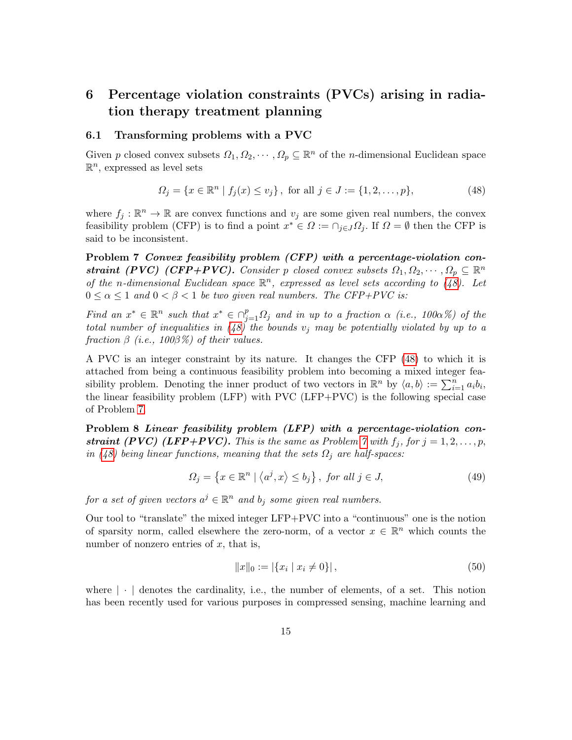# 6 Percentage violation constraints (PVCs) arising in radiation therapy treatment planning

## 6.1 Transforming problems with a PVC

Given $p$ closed convex subsets $\Omega_1, \Omega_2, \cdots, \Omega_p \subseteq \mathbb{R}^n$ of the $n$-dimensional Euclidean space $\mathbb{R}^n$, expressed as level sets

$$\Omega_j = \{x \in \mathbb{R}^n \mid f_j(x) \leq v_j\}, \text{ for all } j \in J := \{1, 2, \ldots, p\}, \tag{48}$$

where $f_j : \mathbb{R}^n \to \mathbb{R}$ are convex functions and $v_j$ are some given real numbers, the convex feasibility problem (CFP) is to find a point $x^* \in \Omega := \cap_{j \in J} \Omega_j$. If $\Omega = \emptyset$ then the CFP is said to be inconsistent.

**Problem 7** ***Convex feasibility problem (CFP) with a percentage-violation constraint (PVC) (CFP+PVC).*** *Consider $p$ closed convex subsets $\Omega_1, \Omega_2, \cdots, \Omega_p \subseteq \mathbb{R}^n$ of the $n$-dimensional Euclidean space $\mathbb{R}^n$, expressed as level sets according to (48). Let $0 \leq \alpha \leq 1$ and $0 < \beta < 1$ be two given real numbers. The CFP+PVC is:*

*Find an $x^* \in \mathbb{R}^n$ such that $x^* \in \cap_{j=1}^{p} \Omega_j$ and in up to a fraction $\alpha$ (i.e., $100\alpha\%$) of the total number of inequalities in (48) the bounds $v_j$ may be potentially violated by up to a fraction $\beta$ (i.e., $100\beta\%$) of their values.*

A PVC is an integer constraint by its nature. It changes the CFP (48) to which it is attached from being a continuous feasibility problem into becoming a mixed integer feasibility problem. Denoting the inner product of two vectors in $\mathbb{R}^n$ by $\langle a, b \rangle := \sum_{i=1}^{n} a_i b_i$, the linear feasibility problem (LFP) with PVC (LFP+PVC) is the following special case of Problem 7.

**Problem 8** ***Linear feasibility problem (LFP) with a percentage-violation constraint (PVC) (LFP+PVC).*** *This is the same as Problem 7 with $f_j$, for $j = 1, 2, \ldots, p$, in (48) being linear functions, meaning that the sets $\Omega_j$ are half-spaces:*

$$\Omega_j = \left\{x \in \mathbb{R}^n \mid \left\langle a^j, x \right\rangle \leq b_j \right\}, \text{ for all } j \in J, \tag{49}$$

*for a set of given vectors $a^j \in \mathbb{R}^n$ and $b_j$ some given real numbers.*

Our tool to "translate" the mixed integer LFP+PVC into a "continuous" one is the notion of sparsity norm, called elsewhere the zero-norm, of a vector $x \in \mathbb{R}^n$ which counts the number of nonzero entries of $x$, that is,

$$\|x\|_0 := |\{x_i \mid x_i \neq 0\}|, \tag{50}$$

where $|\cdot|$ denotes the cardinality, i.e., the number of elements, of a set. This notion has been recently used for various purposes in compressed sensing, machine learning and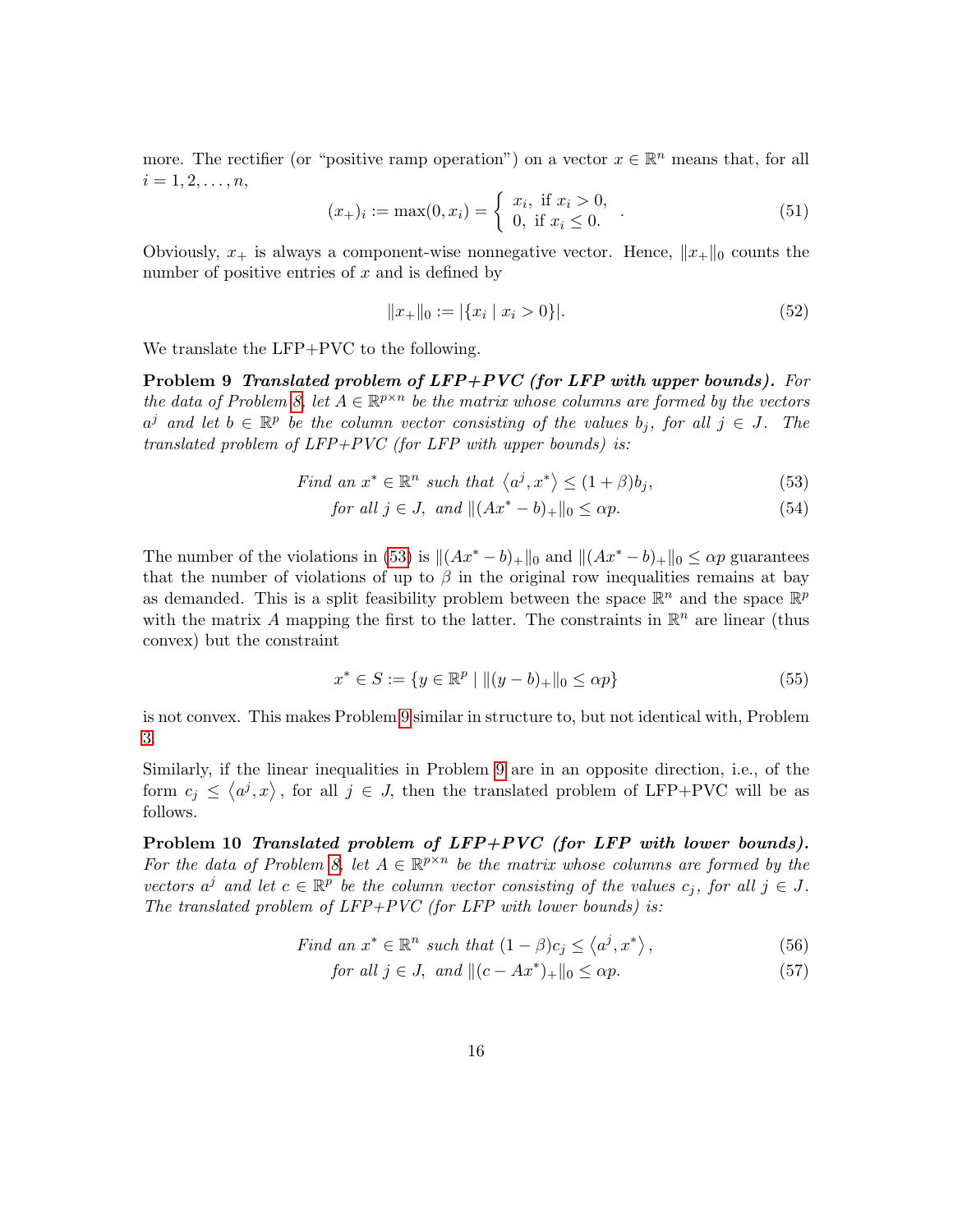more. The rectifier (or "positive ramp operation") on a vector $x \in \mathbb{R}^n$ means that, for all $i = 1, 2, \ldots, n$,

$$(x_+)_i := \max(0, x_i) = \begin{cases} x_i, & \text{if } x_i > 0, \\ 0, & \text{if } x_i \leq 0. \end{cases} . \tag{51}$$

Obviously, $x_+$ is always a component-wise nonnegative vector. Hence, $\|x_+\|_0$ counts the number of positive entries of $x$ and is defined by

$$\|x_+\|_0 := |\{x_i \mid x_i > 0\}|. \tag{52}$$

We translate the LFP+PVC to the following.

**Problem 9** ***Translated problem of LFP+PVC (for LFP with upper bounds).*** *For the data of Problem 8, let $A \in \mathbb{R}^{p \times n}$ be the matrix whose columns are formed by the vectors $a^j$ and let $b \in \mathbb{R}^p$ be the column vector consisting of the values $b_j$, for all $j \in J$. The translated problem of LFP+PVC (for LFP with upper bounds) is:*

$$\text{Find an } x^* \in \mathbb{R}^n \text{ such that } \left\langle a^j, x^* \right\rangle \leq (1 + \beta) b_j, \tag{53}$$

$$\text{for all } j \in J, \text{ and } \|(Ax^* - b)_+\|_0 \leq \alpha p. \tag{54}$$

The number of the violations in (53) is $\|(Ax^* - b)_+\|_0$ and $\|(Ax^* - b)_+\|_0 \leq \alpha p$ guarantees that the number of violations of up to $\beta$ in the original row inequalities remains at bay as demanded. This is a split feasibility problem between the space $\mathbb{R}^n$ and the space $\mathbb{R}^p$ with the matrix $A$ mapping the first to the latter. The constraints in $\mathbb{R}^n$ are linear (thus convex) but the constraint

$$x^* \in S := \{y \in \mathbb{R}^p \mid \|(y - b)_+\|_0 \leq \alpha p\} \tag{55}$$

is not convex. This makes Problem 9 similar in structure to, but not identical with, Problem 3.

Similarly, if the linear inequalities in Problem 9 are in an opposite direction, i.e., of the form $c_j \leq \left\langle a^j, x \right\rangle$, for all $j \in J$, then the translated problem of LFP+PVC will be as follows.

**Problem 10** ***Translated problem of LFP+PVC (for LFP with lower bounds).*** *For the data of Problem 8, let $A \in \mathbb{R}^{p \times n}$ be the matrix whose columns are formed by the vectors $a^j$ and let $c \in \mathbb{R}^p$ be the column vector consisting of the values $c_j$, for all $j \in J$. The translated problem of LFP+PVC (for LFP with lower bounds) is:*

$$\text{Find an } x^* \in \mathbb{R}^n \text{ such that } (1 - \beta) c_j \leq \left\langle a^j, x^* \right\rangle, \tag{56}$$

$$\text{for all } j \in J, \text{ and } \|(c - Ax^*)_+\|_0 \leq \alpha p. \tag{57}$$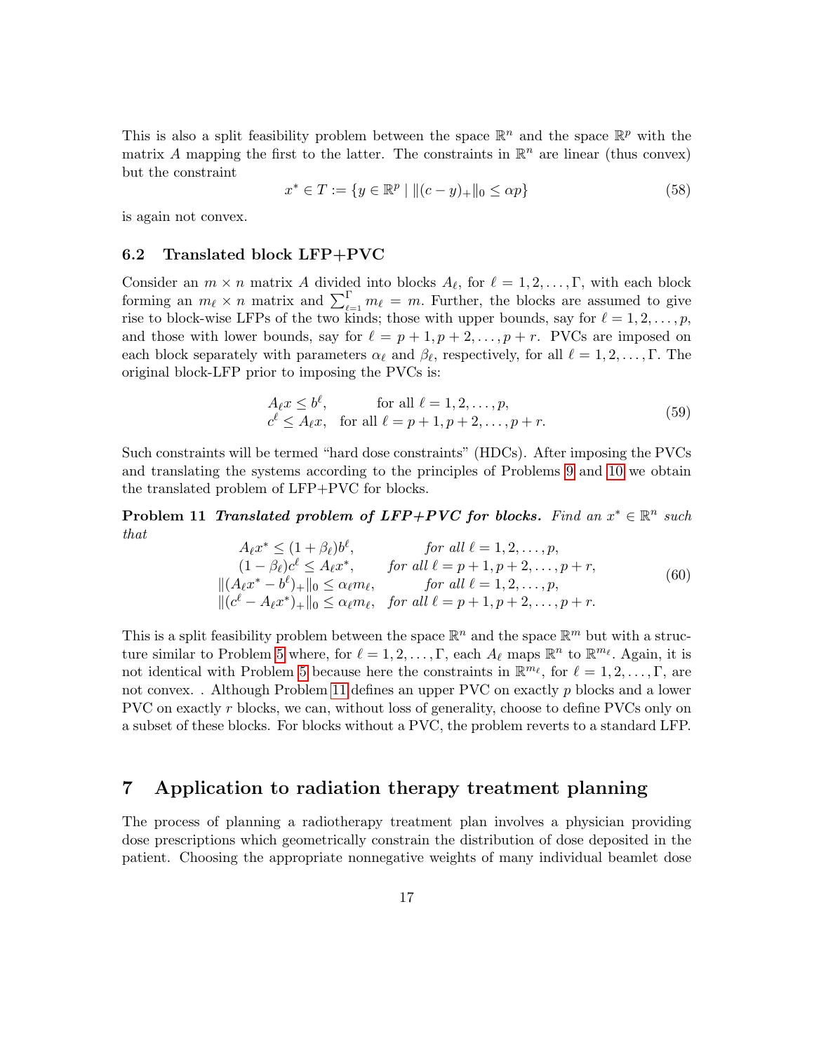This is also a split feasibility problem between the space $\mathbb{R}^n$ and the space $\mathbb{R}^p$ with the matrix $A$ mapping the first to the latter. The constraints in $\mathbb{R}^n$ are linear (thus convex) but the constraint

$$x^* \in T := \{y \in \mathbb{R}^p \mid \|(c - y)_+\|_0 \leq \alpha p\} \tag{58}$$

is again not convex.

### 6.2 Translated block LFP+PVC

Consider an $m \times n$ matrix $A$ divided into blocks $A_\ell$, for $\ell = 1, 2, \ldots, \Gamma$, with each block forming an $m_\ell \times n$ matrix and $\sum_{\ell=1}^{\Gamma} m_\ell = m$. Further, the blocks are assumed to give rise to block-wise LFPs of the two kinds; those with upper bounds, say for $\ell = 1, 2, \ldots, p$, and those with lower bounds, say for $\ell = p+1, p+2, \ldots, p+r$. PVCs are imposed on each block separately with parameters $\alpha_\ell$ and $\beta_\ell$, respectively, for all $\ell = 1, 2, \ldots, \Gamma$. The original block-LFP prior to imposing the PVCs is:

$$\begin{array}{ll} A_\ell x \leq b^\ell, & \text{for all } \ell = 1, 2, \ldots, p, \\ c^\ell \leq A_\ell x, & \text{for all } \ell = p+1, p+2, \ldots, p+r. \end{array} \tag{59}$$

Such constraints will be termed "hard dose constraints" (HDCs). After imposing the PVCs and translating the systems according to the principles of Problems 9 and 10 we obtain the translated problem of LFP+PVC for blocks.

**Problem 11** ***Translated problem of LFP+PVC for blocks.*** *Find an $x^* \in \mathbb{R}^n$ such that*

$$\begin{array}{ll} A_\ell x^* \leq (1 + \beta_\ell) b^\ell, & \text{for all } \ell = 1, 2, \ldots, p, \\ (1 - \beta_\ell) c^\ell \leq A_\ell x^*, & \text{for all } \ell = p+1, p+2, \ldots, p+r, \\ \|(A_\ell x^* - b^\ell)_+\|_0 \leq \alpha_\ell m_\ell, & \text{for all } \ell = 1, 2, \ldots, p, \\ \|(c^\ell - A_\ell x^*)_+\|_0 \leq \alpha_\ell m_\ell, & \text{for all } \ell = p+1, p+2, \ldots, p+r. \end{array} \tag{60}$$

This is a split feasibility problem between the space $\mathbb{R}^n$ and the space $\mathbb{R}^m$ but with a structure similar to Problem 5 where, for $\ell = 1, 2, \ldots, \Gamma$, each $A_\ell$ maps $\mathbb{R}^n$ to $\mathbb{R}^{m_\ell}$. Again, it is not identical with Problem 5 because here the constraints in $\mathbb{R}^{m_\ell}$, for $\ell = 1, 2, \ldots, \Gamma$, are not convex. . Although Problem 11 defines an upper PVC on exactly $p$ blocks and a lower PVC on exactly $r$ blocks, we can, without loss of generality, choose to define PVCs only on a subset of these blocks. For blocks without a PVC, the problem reverts to a standard LFP.

## 7 Application to radiation therapy treatment planning

The process of planning a radiotherapy treatment plan involves a physician providing dose prescriptions which geometrically constrain the distribution of dose deposited in the patient. Choosing the appropriate nonnegative weights of many individual beamlet dose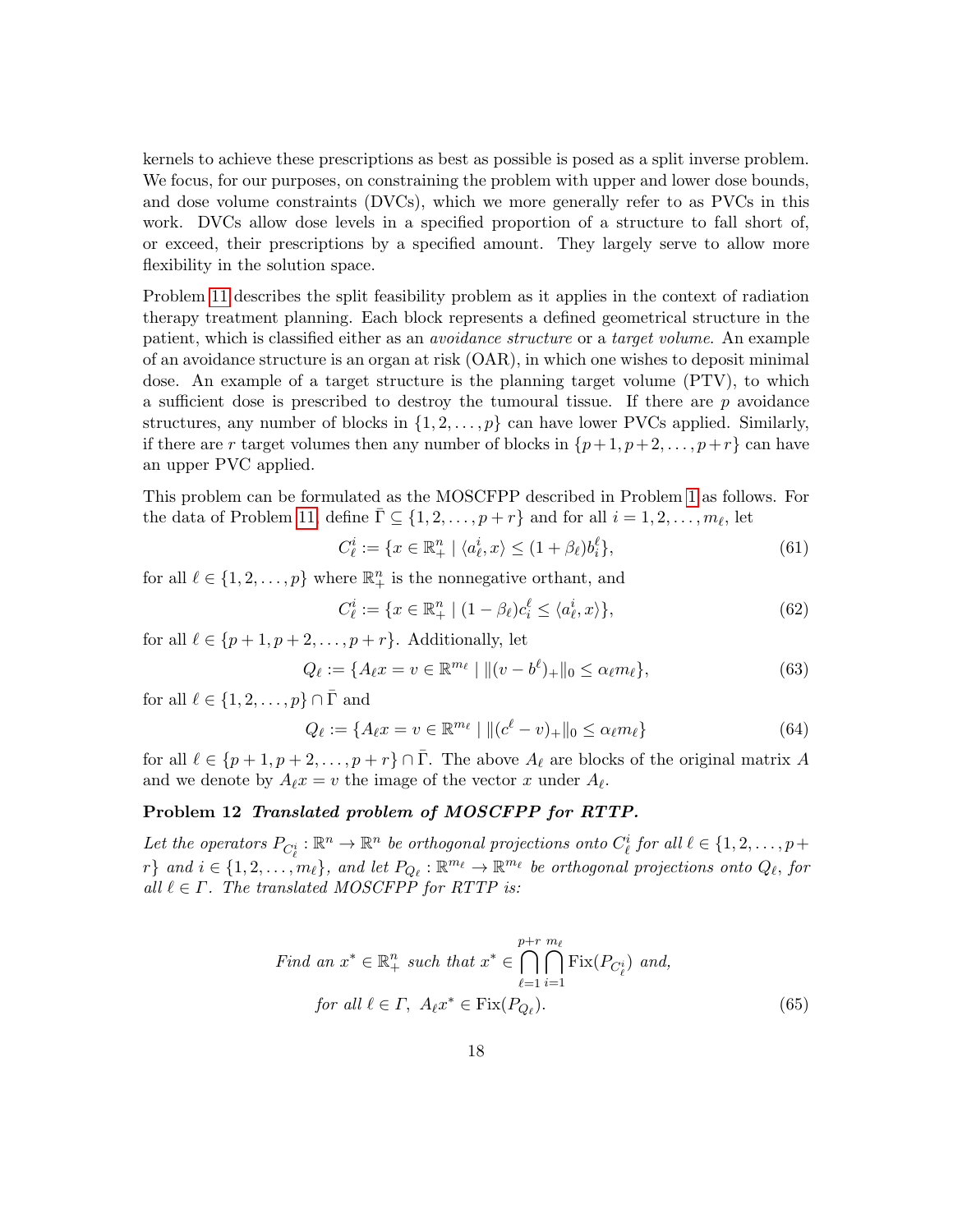kernels to achieve these prescriptions as best as possible is posed as a split inverse problem. We focus, for our purposes, on constraining the problem with upper and lower dose bounds, and dose volume constraints (DVCs), which we more generally refer to as PVCs in this work. DVCs allow dose levels in a specified proportion of a structure to fall short of, or exceed, their prescriptions by a specified amount. They largely serve to allow more flexibility in the solution space.

Problem 11 describes the split feasibility problem as it applies in the context of radiation therapy treatment planning. Each block represents a defined geometrical structure in the patient, which is classified either as an *avoidance structure* or a *target volume*. An example of an avoidance structure is an organ at risk (OAR), in which one wishes to deposit minimal dose. An example of a target structure is the planning target volume (PTV), to which a sufficient dose is prescribed to destroy the tumoural tissue. If there are $p$ avoidance structures, any number of blocks in $\{1, 2, \ldots, p\}$ can have lower PVCs applied. Similarly, if there are $r$ target volumes then any number of blocks in $\{p+1, p+2, \ldots, p+r\}$ can have an upper PVC applied.

This problem can be formulated as the MOSCFPP described in Problem 1 as follows. For the data of Problem 11, define $\bar{\Gamma} \subseteq \{1, 2, \ldots, p+r\}$ and for all $i = 1, 2, \ldots, m_\ell$, let

$$C_\ell^i := \{x \in \mathbb{R}_+^n \mid \langle a_\ell^i, x \rangle \leq (1 + \beta_\ell) b_i^\ell\}, \tag{61}$$

for all $\ell \in \{1, 2, \ldots, p\}$ where $\mathbb{R}_+^n$ is the nonnegative orthant, and

$$C_\ell^i := \{x \in \mathbb{R}_+^n \mid (1 - \beta_\ell) c_i^\ell \leq \langle a_\ell^i, x \rangle\}, \tag{62}$$

for all $\ell \in \{p+1, p+2, \ldots, p+r\}$. Additionally, let

$$Q_\ell := \{A_\ell x = v \in \mathbb{R}^{m_\ell} \mid \|(v - b^\ell)_+\|_0 \leq \alpha_\ell m_\ell\}, \tag{63}$$

for all $\ell \in \{1, 2, \ldots, p\} \cap \bar{\Gamma}$ and

$$Q_\ell := \{A_\ell x = v \in \mathbb{R}^{m_\ell} \mid \|(c^\ell - v)_+\|_0 \leq \alpha_\ell m_\ell\} \tag{64}$$

for all $\ell \in \{p+1, p+2, \ldots, p+r\} \cap \bar{\Gamma}$. The above $A_\ell$ are blocks of the original matrix $A$ and we denote by $A_\ell x = v$ the image of the vector $x$ under $A_\ell$.

**Problem 12** ***Translated problem of MOSCFPP for RTTP.***

*Let the operators $P_{C_\ell^i} : \mathbb{R}^n \to \mathbb{R}^n$ be orthogonal projections onto $C_\ell^i$ for all $\ell \in \{1, 2, \ldots, p+r\}$ and $i \in \{1, 2, \ldots, m_\ell\}$, and let $P_{Q_\ell} : \mathbb{R}^{m_\ell} \to \mathbb{R}^{m_\ell}$ be orthogonal projections onto $Q_\ell$, for all $\ell \in \Gamma$. The translated MOSCFPP for RTTP is:*

$$\text{Find an } x^* \in \mathbb{R}_+^n \text{ such that } x^* \in \bigcap_{\ell=1}^{p+r} \bigcap_{i=1}^{m_\ell} \operatorname{Fix}(P_{C_\ell^i}) \text{ and,}$$
$$\text{for all } \ell \in \Gamma,\ A_\ell x^* \in \operatorname{Fix}(P_{Q_\ell}). \tag{65}$$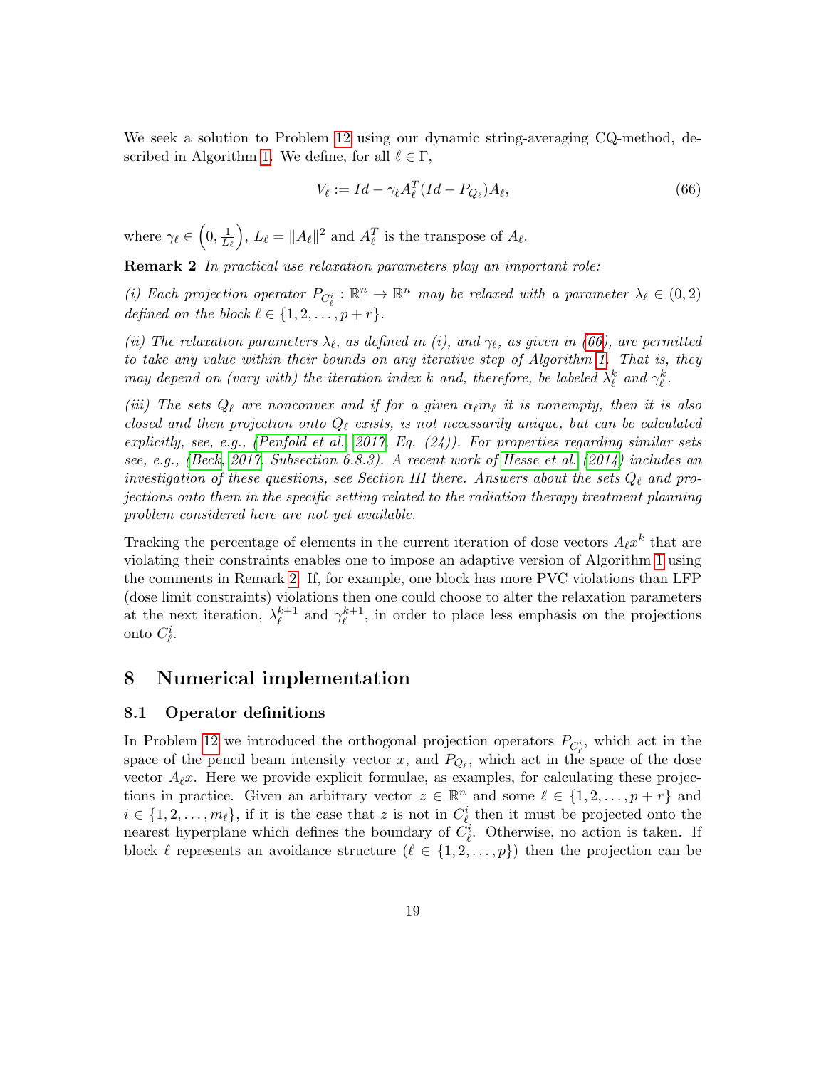We seek a solution to Problem 12 using our dynamic string-averaging CQ-method, described in Algorithm 1. We define, for all $\ell \in \Gamma$,

$$V_\ell := Id - \gamma_\ell A_\ell^T (Id - P_{Q_\ell}) A_\ell, \tag{66}$$

where $\gamma_\ell \in \left(0, \frac{1}{L_\ell}\right)$, $L_\ell = \|A_\ell\|^2$ and $A_\ell^T$ is the transpose of $A_\ell$.

**Remark 2** *In practical use relaxation parameters play an important role:*

*(i) Each projection operator $P_{C_\ell^i} : \mathbb{R}^n \to \mathbb{R}^n$ may be relaxed with a parameter $\lambda_\ell \in (0, 2)$ defined on the block $\ell \in \{1, 2, \ldots, p + r\}$.*

*(ii) The relaxation parameters $\lambda_\ell$, as defined in (i), and $\gamma_\ell$, as given in (66), are permitted to take any value within their bounds on any iterative step of Algorithm 1. That is, they may depend on (vary with) the iteration index $k$ and, therefore, be labeled $\lambda_\ell^k$ and $\gamma_\ell^k$.*

*(iii) The sets $Q_\ell$ are nonconvex and if for a given $\alpha_\ell m_\ell$ it is nonempty, then it is also closed and then projection onto $Q_\ell$ exists, is not necessarily unique, but can be calculated explicitly, see, e.g., (Penfold et al., 2017, Eq. (24)). For properties regarding similar sets see, e.g., (Beck, 2017, Subsection 6.8.3). A recent work of Hesse et al. (2014) includes an investigation of these questions, see Section III there. Answers about the sets $Q_\ell$ and projections onto them in the specific setting related to the radiation therapy treatment planning problem considered here are not yet available.*

Tracking the percentage of elements in the current iteration of dose vectors $A_\ell x^k$ that are violating their constraints enables one to impose an adaptive version of Algorithm 1 using the comments in Remark 2. If, for example, one block has more PVC violations than LFP (dose limit constraints) violations then one could choose to alter the relaxation parameters at the next iteration, $\lambda_\ell^{k+1}$ and $\gamma_\ell^{k+1}$, in order to place less emphasis on the projections onto $C_\ell^i$.

# 8 Numerical implementation

## 8.1 Operator definitions

In Problem 12 we introduced the orthogonal projection operators $P_{C_\ell^i}$, which act in the space of the pencil beam intensity vector $x$, and $P_{Q_\ell}$, which act in the space of the dose vector $A_\ell x$. Here we provide explicit formulae, as examples, for calculating these projections in practice. Given an arbitrary vector $z \in \mathbb{R}^n$ and some $\ell \in \{1, 2, \ldots, p + r\}$ and $i \in \{1, 2, \ldots, m_\ell\}$, if it is the case that $z$ is not in $C_\ell^i$ then it must be projected onto the nearest hyperplane which defines the boundary of $C_\ell^i$. Otherwise, no action is taken. If block $\ell$ represents an avoidance structure ($\ell \in \{1, 2, \ldots, p\}$) then the projection can be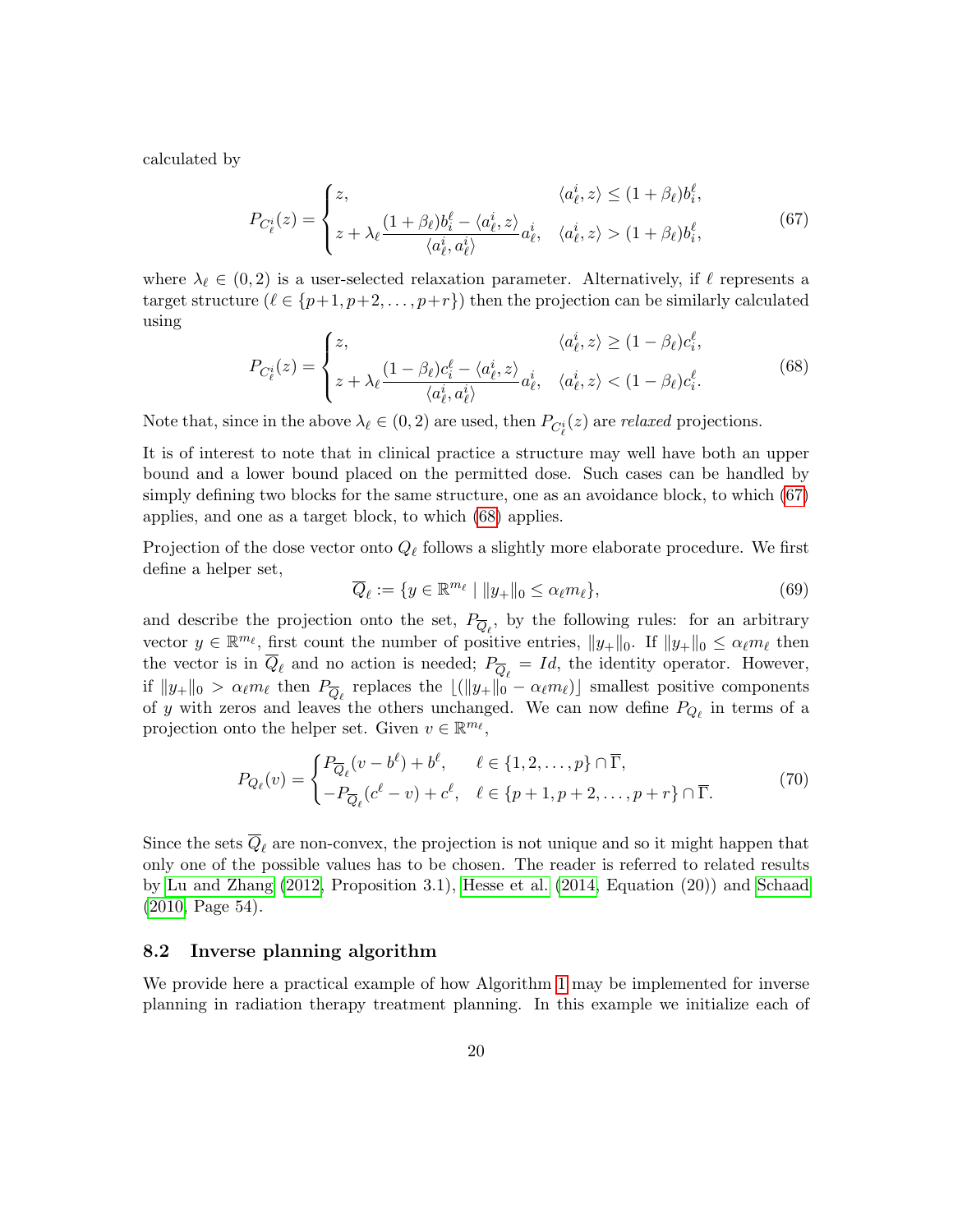calculated by

$$
P_{C_\ell^i}(z) = \begin{cases} z, & \langle a_\ell^i, z \rangle \leq (1+\beta_\ell) b_i^\ell, \\ z + \lambda_\ell \dfrac{(1+\beta_\ell) b_i^\ell - \langle a_\ell^i, z \rangle}{\langle a_\ell^i, a_\ell^i \rangle} a_\ell^i, & \langle a_\ell^i, z \rangle > (1+\beta_\ell) b_i^\ell, \end{cases} \tag{67}
$$

where $\lambda_\ell \in (0, 2)$ is a user-selected relaxation parameter. Alternatively, if $\ell$ represents a target structure ($\ell \in \{p+1, p+2, \ldots, p+r\}$) then the projection can be similarly calculated using

$$
P_{C_\ell^i}(z) = \begin{cases} z, & \langle a_\ell^i, z \rangle \geq (1-\beta_\ell) c_i^\ell, \\ z + \lambda_\ell \dfrac{(1-\beta_\ell) c_i^\ell - \langle a_\ell^i, z \rangle}{\langle a_\ell^i, a_\ell^i \rangle} a_\ell^i, & \langle a_\ell^i, z \rangle < (1-\beta_\ell) c_i^\ell. \end{cases} \tag{68}
$$

Note that, since in the above $\lambda_\ell \in (0, 2)$ are used, then $P_{C_\ell^i}(z)$ are *relaxed* projections.

It is of interest to note that in clinical practice a structure may well have both an upper bound and a lower bound placed on the permitted dose. Such cases can be handled by simply defining two blocks for the same structure, one as an avoidance block, to which (67) applies, and one as a target block, to which (68) applies.

Projection of the dose vector onto $Q_\ell$ follows a slightly more elaborate procedure. We first define a helper set,

$$
\overline{Q}_\ell := \{y \in \mathbb{R}^{m_\ell} \mid \|y_+\|_0 \leq \alpha_\ell m_\ell\}, \tag{69}
$$

and describe the projection onto the set, $P_{\overline{Q}_\ell}$, by the following rules: for an arbitrary vector $y \in \mathbb{R}^{m_\ell}$, first count the number of positive entries, $\|y_+\|_0$. If $\|y_+\|_0 \leq \alpha_\ell m_\ell$ then the vector is in $\overline{Q}_\ell$ and no action is needed; $P_{\overline{Q}_\ell} = Id$, the identity operator. However, if $\|y_+\|_0 > \alpha_\ell m_\ell$ then $P_{\overline{Q}_\ell}$ replaces the $\lfloor (\|y_+\|_0 - \alpha_\ell m_\ell) \rfloor$ smallest positive components of $y$ with zeros and leaves the others unchanged. We can now define $P_{Q_\ell}$ in terms of a projection onto the helper set. Given $v \in \mathbb{R}^{m_\ell}$,

$$
P_{Q_\ell}(v) = \begin{cases} P_{\overline{Q}_\ell}(v - b^\ell) + b^\ell, & \ell \in \{1, 2, \ldots, p\} \cap \overline{\Gamma}, \\ -P_{\overline{Q}_\ell}(c^\ell - v) + c^\ell, & \ell \in \{p+1, p+2, \ldots, p+r\} \cap \overline{\Gamma}. \end{cases} \tag{70}
$$

Since the sets $\overline{Q}_\ell$ are non-convex, the projection is not unique and so it might happen that only one of the possible values has to be chosen. The reader is referred to related results by Lu and Zhang (2012, Proposition 3.1), Hesse et al. (2014, Equation (20)) and Schaad (2010, Page 54).

### 8.2 Inverse planning algorithm

We provide here a practical example of how Algorithm 1 may be implemented for inverse planning in radiation therapy treatment planning. In this example we initialize each of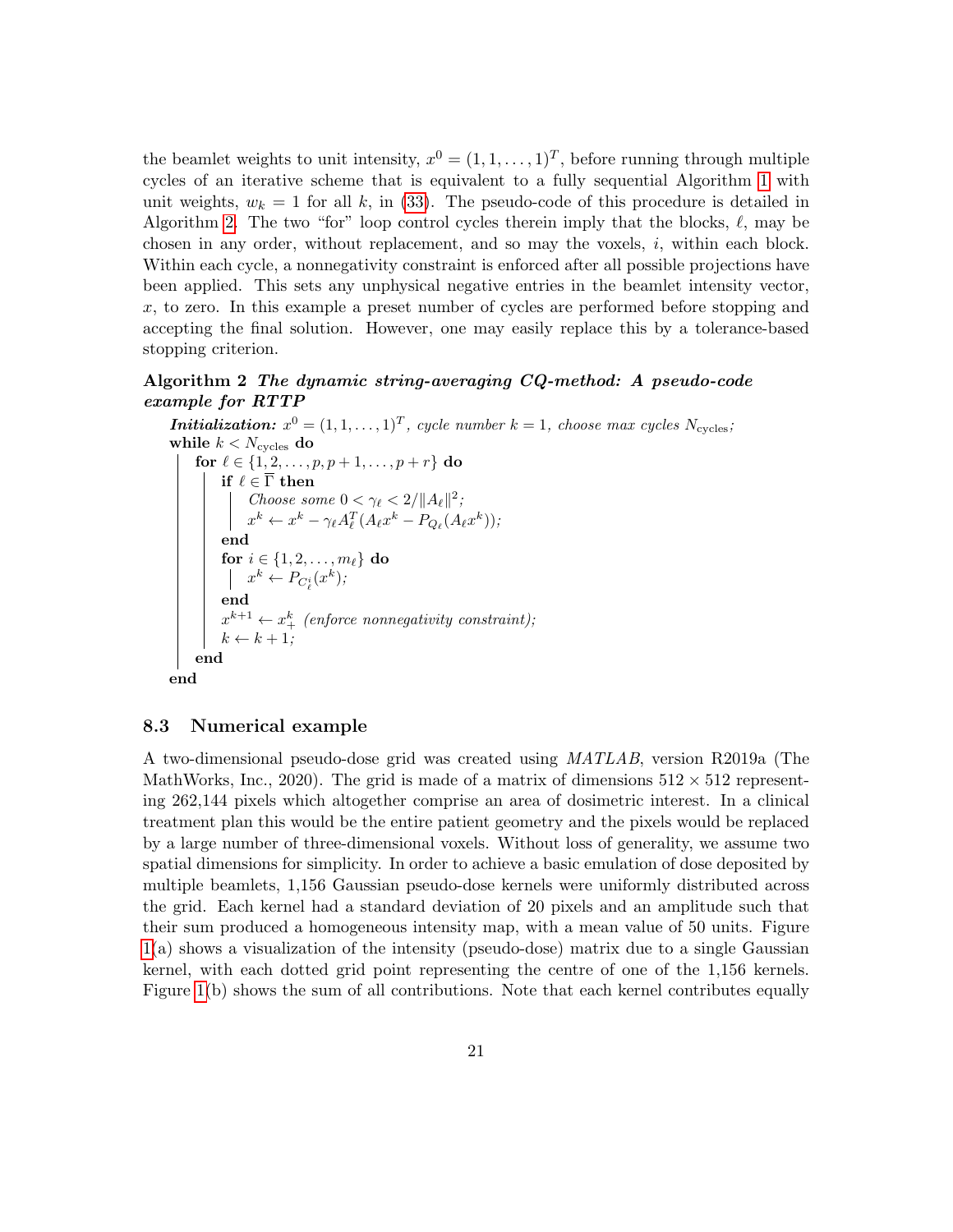the beamlet weights to unit intensity, $x^0 = (1, 1, \ldots, 1)^T$, before running through multiple cycles of an iterative scheme that is equivalent to a fully sequential Algorithm 1 with unit weights, $w_k = 1$ for all $k$, in (33). The pseudo-code of this procedure is detailed in Algorithm 2. The two "for" loop control cycles therein imply that the blocks, $\ell$, may be chosen in any order, without replacement, and so may the voxels, $i$, within each block. Within each cycle, a nonnegativity constraint is enforced after all possible projections have been applied. This sets any unphysical negative entries in the beamlet intensity vector, $x$, to zero. In this example a preset number of cycles are performed before stopping and accepting the final solution. However, one may easily replace this by a tolerance-based stopping criterion.

**Algorithm 2** ***The dynamic string-averaging CQ-method: A pseudo-code example for RTTP***

> ***Initialization:*** $x^0 = (1, 1, \ldots, 1)^T$, *cycle number* $k = 1$, *choose max cycles* $N_{\text{cycles}}$;
> **while** $k < N_{\text{cycles}}$ **do**
> &nbsp;&nbsp;&nbsp;&nbsp;**for** $\ell \in \{1, 2, \ldots, p, p+1, \ldots, p+r\}$ **do**
> &nbsp;&nbsp;&nbsp;&nbsp;&nbsp;&nbsp;&nbsp;&nbsp;**if** $\ell \in \overline{\Gamma}$ **then**
> &nbsp;&nbsp;&nbsp;&nbsp;&nbsp;&nbsp;&nbsp;&nbsp;&nbsp;&nbsp;&nbsp;&nbsp;*Choose some* $0 < \gamma_\ell < 2/\|A_\ell\|^2$;
> &nbsp;&nbsp;&nbsp;&nbsp;&nbsp;&nbsp;&nbsp;&nbsp;&nbsp;&nbsp;&nbsp;&nbsp;$x^k \leftarrow x^k - \gamma_\ell A_\ell^T (A_\ell x^k - P_{Q_\ell}(A_\ell x^k))$;
> &nbsp;&nbsp;&nbsp;&nbsp;&nbsp;&nbsp;&nbsp;&nbsp;**end**
> &nbsp;&nbsp;&nbsp;&nbsp;&nbsp;&nbsp;&nbsp;&nbsp;**for** $i \in \{1, 2, \ldots, m_\ell\}$ **do**
> &nbsp;&nbsp;&nbsp;&nbsp;&nbsp;&nbsp;&nbsp;&nbsp;&nbsp;&nbsp;&nbsp;&nbsp;$x^k \leftarrow P_{C_\ell^i}(x^k)$;
> &nbsp;&nbsp;&nbsp;&nbsp;&nbsp;&nbsp;&nbsp;&nbsp;**end**
> &nbsp;&nbsp;&nbsp;&nbsp;&nbsp;&nbsp;&nbsp;&nbsp;$x^{k+1} \leftarrow x_+^k$ *(enforce nonnegativity constraint)*;
> &nbsp;&nbsp;&nbsp;&nbsp;&nbsp;&nbsp;&nbsp;&nbsp;$k \leftarrow k + 1$;
> &nbsp;&nbsp;&nbsp;&nbsp;**end**
> **end**

### 8.3 Numerical example

A two-dimensional pseudo-dose grid was created using *MATLAB*, version R2019a (The MathWorks, Inc., 2020). The grid is made of a matrix of dimensions $512 \times 512$ representing 262,144 pixels which altogether comprise an area of dosimetric interest. In a clinical treatment plan this would be the entire patient geometry and the pixels would be replaced by a large number of three-dimensional voxels. Without loss of generality, we assume two spatial dimensions for simplicity. In order to achieve a basic emulation of dose deposited by multiple beamlets, 1,156 Gaussian pseudo-dose kernels were uniformly distributed across the grid. Each kernel had a standard deviation of 20 pixels and an amplitude such that their sum produced a homogeneous intensity map, with a mean value of 50 units. Figure 1(a) shows a visualization of the intensity (pseudo-dose) matrix due to a single Gaussian kernel, with each dotted grid point representing the centre of one of the 1,156 kernels. Figure 1(b) shows the sum of all contributions. Note that each kernel contributes equally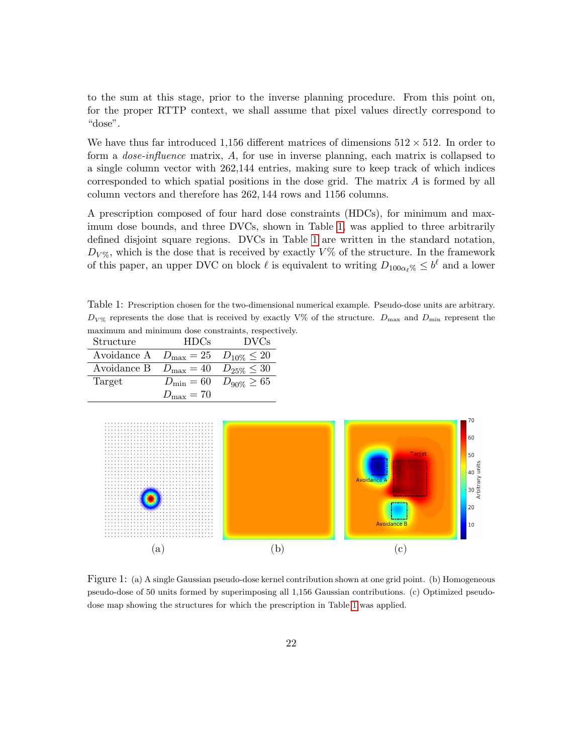to the sum at this stage, prior to the inverse planning procedure. From this point on, for the proper RTTP context, we shall assume that pixel values directly correspond to "dose".

We have thus far introduced 1,156 different matrices of dimensions $512 \times 512$. In order to form a *dose-influence* matrix, $A$, for use in inverse planning, each matrix is collapsed to a single column vector with 262,144 entries, making sure to keep track of which indices corresponded to which spatial positions in the dose grid. The matrix $A$ is formed by all column vectors and therefore has $262,144$ rows and 1156 columns.

A prescription composed of four hard dose constraints (HDCs), for minimum and maximum dose bounds, and three DVCs, shown in Table 1, was applied to three arbitrarily defined disjoint square regions. DVCs in Table 1 are written in the standard notation, $D_{V\%}$, which is the dose that is received by exactly $V\%$ of the structure. In the framework of this paper, an upper DVC on block $\ell$ is equivalent to writing $D_{100\alpha_\ell\%} \leq b^\ell$ and a lower

Table 1: Prescription chosen for the two-dimensional numerical example. Pseudo-dose units are arbitrary. $D_{V\%}$ represents the dose that is received by exactly V% of the structure. $D_{\max}$ and $D_{\min}$ represent the maximum and minimum dose constraints, respectively.

| Structure | HDCs | DVCs |
|---|---|---|
| Avoidance A | $D_{\max} = 25$ | $D_{10\%} \leq 20$ |
| Avoidance B | $D_{\max} = 40$ | $D_{25\%} \leq 30$ |
| Target | $D_{\min} = 60$ | $D_{90\%} \geq 65$ |
| | $D_{\max} = 70$ | |

(a) (b) (c)

Figure 1: (a) A single Gaussian pseudo-dose kernel contribution shown at one grid point. (b) Homogeneous pseudo-dose of 50 units formed by superimposing all 1,156 Gaussian contributions. (c) Optimized pseudo-dose map showing the structures for which the prescription in Table 1 was applied.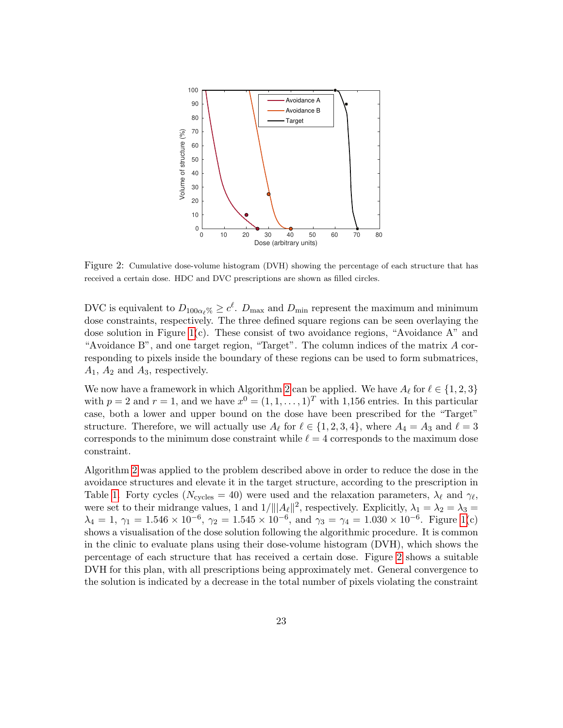Figure 2: Cumulative dose-volume histogram (DVH) showing the percentage of each structure that has received a certain dose. HDC and DVC prescriptions are shown as filled circles.

DVC is equivalent to $D_{100\alpha_\ell\%} \geq c^\ell$. $D_{\max}$ and $D_{\min}$ represent the maximum and minimum dose constraints, respectively. The three defined square regions can be seen overlaying the dose solution in Figure 1(c). These consist of two avoidance regions, "Avoidance A" and "Avoidance B", and one target region, "Target". The column indices of the matrix $A$ corresponding to pixels inside the boundary of these regions can be used to form submatrices, $A_1$, $A_2$ and $A_3$, respectively.

We now have a framework in which Algorithm 2 can be applied. We have $A_\ell$ for $\ell \in \{1, 2, 3\}$ with $p = 2$ and $r = 1$, and we have $x^0 = (1, 1, \ldots, 1)^T$ with 1,156 entries. In this particular case, both a lower and upper bound on the dose have been prescribed for the "Target" structure. Therefore, we will actually use $A_\ell$ for $\ell \in \{1, 2, 3, 4\}$, where $A_4 = A_3$ and $\ell = 3$ corresponds to the minimum dose constraint while $\ell = 4$ corresponds to the maximum dose constraint.

Algorithm 2 was applied to the problem described above in order to reduce the dose in the avoidance structures and elevate it in the target structure, according to the prescription in Table 1. Forty cycles ($N_{\text{cycles}} = 40$) were used and the relaxation parameters, $\lambda_\ell$ and $\gamma_\ell$, were set to their midrange values, 1 and $1/\||A_\ell\|^2$, respectively. Explicitly, $\lambda_1 = \lambda_2 = \lambda_3 = \lambda_4 = 1$, $\gamma_1 = 1.546 \times 10^{-6}$, $\gamma_2 = 1.545 \times 10^{-6}$, and $\gamma_3 = \gamma_4 = 1.030 \times 10^{-6}$. Figure 1(c) shows a visualisation of the dose solution following the algorithmic procedure. It is common in the clinic to evaluate plans using their dose-volume histogram (DVH), which shows the percentage of each structure that has received a certain dose. Figure 2 shows a suitable DVH for this plan, with all prescriptions being approximately met. General convergence to the solution is indicated by a decrease in the total number of pixels violating the constraint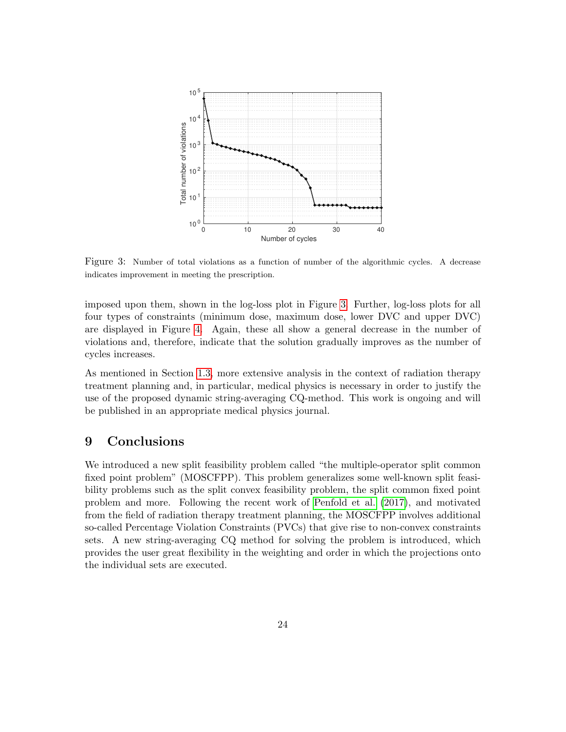Figure 3: Number of total violations as a function of number of the algorithmic cycles. A decrease indicates improvement in meeting the prescription.

imposed upon them, shown in the log-loss plot in Figure 3. Further, log-loss plots for all four types of constraints (minimum dose, maximum dose, lower DVC and upper DVC) are displayed in Figure 4. Again, these all show a general decrease in the number of violations and, therefore, indicate that the solution gradually improves as the number of cycles increases.

As mentioned in Section 1.3, more extensive analysis in the context of radiation therapy treatment planning and, in particular, medical physics is necessary in order to justify the use of the proposed dynamic string-averaging CQ-method. This work is ongoing and will be published in an appropriate medical physics journal.

# 9 Conclusions

We introduced a new split feasibility problem called "the multiple-operator split common fixed point problem" (MOSCFPP). This problem generalizes some well-known split feasibility problems such as the split convex feasibility problem, the split common fixed point problem and more. Following the recent work of Penfold et al. (2017), and motivated from the field of radiation therapy treatment planning, the MOSCFPP involves additional so-called Percentage Violation Constraints (PVCs) that give rise to non-convex constraints sets. A new string-averaging CQ method for solving the problem is introduced, which provides the user great flexibility in the weighting and order in which the projections onto the individual sets are executed.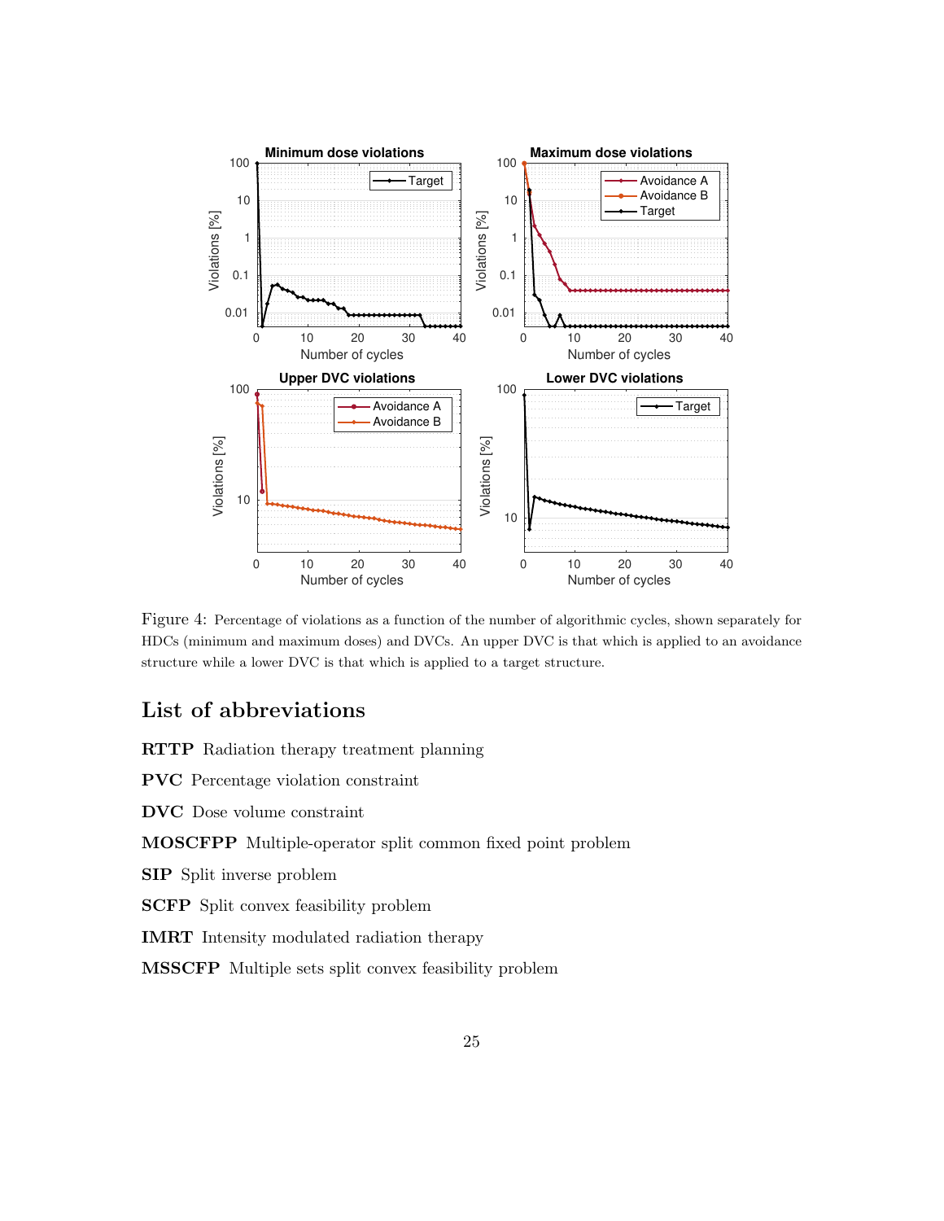Figure 4: Percentage of violations as a function of the number of algorithmic cycles, shown separately for HDCs (minimum and maximum doses) and DVCs. An upper DVC is that which is applied to an avoidance structure while a lower DVC is that which is applied to a target structure.

## List of abbreviations

**RTTP** Radiation therapy treatment planning

**PVC** Percentage violation constraint

**DVC** Dose volume constraint

**MOSCFPP** Multiple-operator split common fixed point problem

**SIP** Split inverse problem

**SCFP** Split convex feasibility problem

**IMRT** Intensity modulated radiation therapy

**MSSCFP** Multiple sets split convex feasibility problem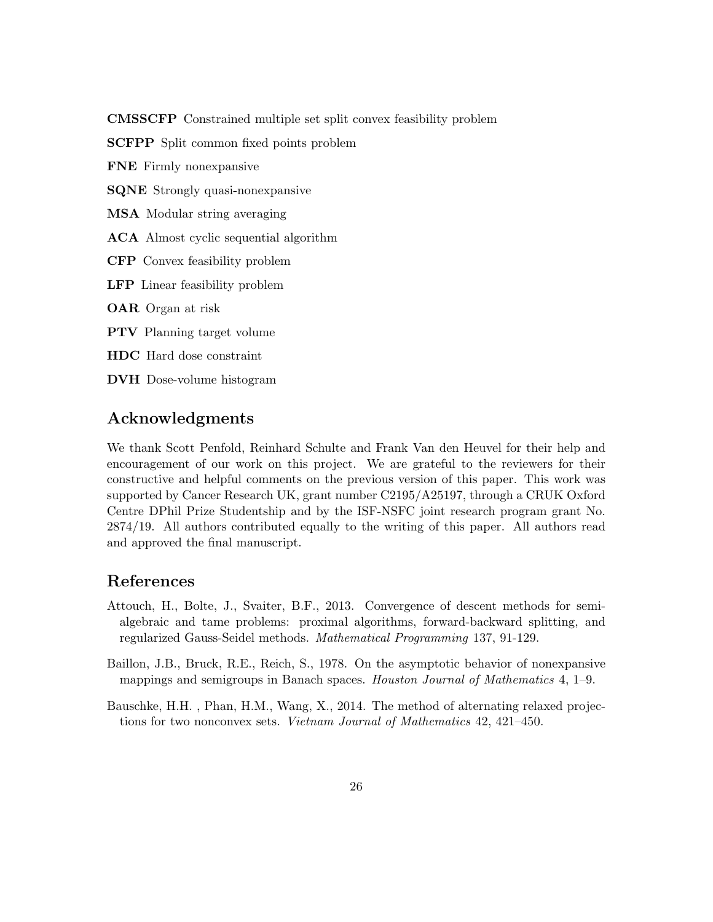**CMSSCFP** Constrained multiple set split convex feasibility problem

**SCFPP** Split common fixed points problem

**FNE** Firmly nonexpansive

**SQNE** Strongly quasi-nonexpansive

**MSA** Modular string averaging

**ACA** Almost cyclic sequential algorithm

**CFP** Convex feasibility problem

**LFP** Linear feasibility problem

**OAR** Organ at risk

**PTV** Planning target volume

**HDC** Hard dose constraint

**DVH** Dose-volume histogram

## Acknowledgments

We thank Scott Penfold, Reinhard Schulte and Frank Van den Heuvel for their help and encouragement of our work on this project. We are grateful to the reviewers for their constructive and helpful comments on the previous version of this paper. This work was supported by Cancer Research UK, grant number C2195/A25197, through a CRUK Oxford Centre DPhil Prize Studentship and by the ISF-NSFC joint research program grant No. 2874/19. All authors contributed equally to the writing of this paper. All authors read and approved the final manuscript.

## References

Attouch, H., Bolte, J., Svaiter, B.F., 2013. Convergence of descent methods for semi-algebraic and tame problems: proximal algorithms, forward-backward splitting, and regularized Gauss-Seidel methods. *Mathematical Programming* 137, 91-129.

Baillon, J.B., Bruck, R.E., Reich, S., 1978. On the asymptotic behavior of nonexpansive mappings and semigroups in Banach spaces. *Houston Journal of Mathematics* 4, 1–9.

Bauschke, H.H. , Phan, H.M., Wang, X., 2014. The method of alternating relaxed projections for two nonconvex sets. *Vietnam Journal of Mathematics* 42, 421–450.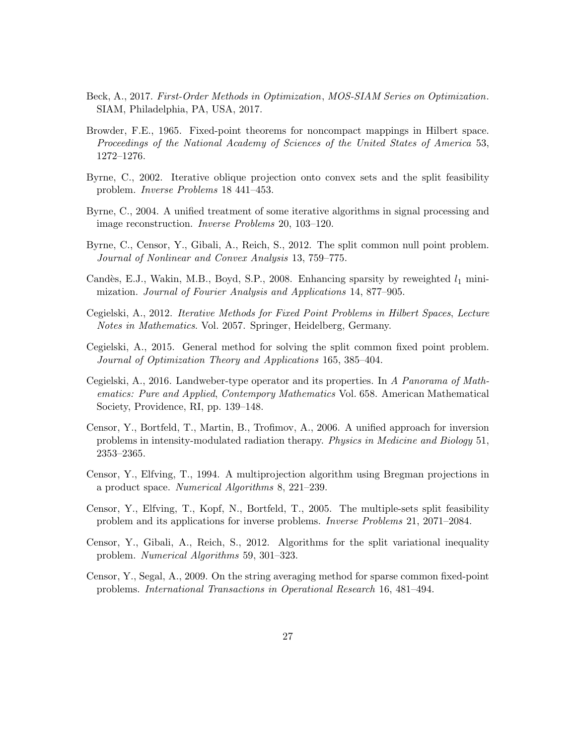Beck, A., 2017. *First-Order Methods in Optimization*, *MOS-SIAM Series on Optimization*. SIAM, Philadelphia, PA, USA, 2017.

Browder, F.E., 1965. Fixed-point theorems for noncompact mappings in Hilbert space. *Proceedings of the National Academy of Sciences of the United States of America* 53, 1272–1276.

Byrne, C., 2002. Iterative oblique projection onto convex sets and the split feasibility problem. *Inverse Problems* 18 441–453.

Byrne, C., 2004. A unified treatment of some iterative algorithms in signal processing and image reconstruction. *Inverse Problems* 20, 103–120.

Byrne, C., Censor, Y., Gibali, A., Reich, S., 2012. The split common null point problem. *Journal of Nonlinear and Convex Analysis* 13, 759–775.

Candès, E.J., Wakin, M.B., Boyd, S.P., 2008. Enhancing sparsity by reweighted $l_1$ minimization. *Journal of Fourier Analysis and Applications* 14, 877–905.

Cegielski, A., 2012. *Iterative Methods for Fixed Point Problems in Hilbert Spaces*, *Lecture Notes in Mathematics*. Vol. 2057. Springer, Heidelberg, Germany.

Cegielski, A., 2015. General method for solving the split common fixed point problem. *Journal of Optimization Theory and Applications* 165, 385–404.

Cegielski, A., 2016. Landweber-type operator and its properties. In *A Panorama of Mathematics: Pure and Applied*, *Contempory Mathematics* Vol. 658. American Mathematical Society, Providence, RI, pp. 139–148.

Censor, Y., Bortfeld, T., Martin, B., Trofimov, A., 2006. A unified approach for inversion problems in intensity-modulated radiation therapy. *Physics in Medicine and Biology* 51, 2353–2365.

Censor, Y., Elfving, T., 1994. A multiprojection algorithm using Bregman projections in a product space. *Numerical Algorithms* 8, 221–239.

Censor, Y., Elfving, T., Kopf, N., Bortfeld, T., 2005. The multiple-sets split feasibility problem and its applications for inverse problems. *Inverse Problems* 21, 2071–2084.

Censor, Y., Gibali, A., Reich, S., 2012. Algorithms for the split variational inequality problem. *Numerical Algorithms* 59, 301–323.

Censor, Y., Segal, A., 2009. On the string averaging method for sparse common fixed-point problems. *International Transactions in Operational Research* 16, 481–494.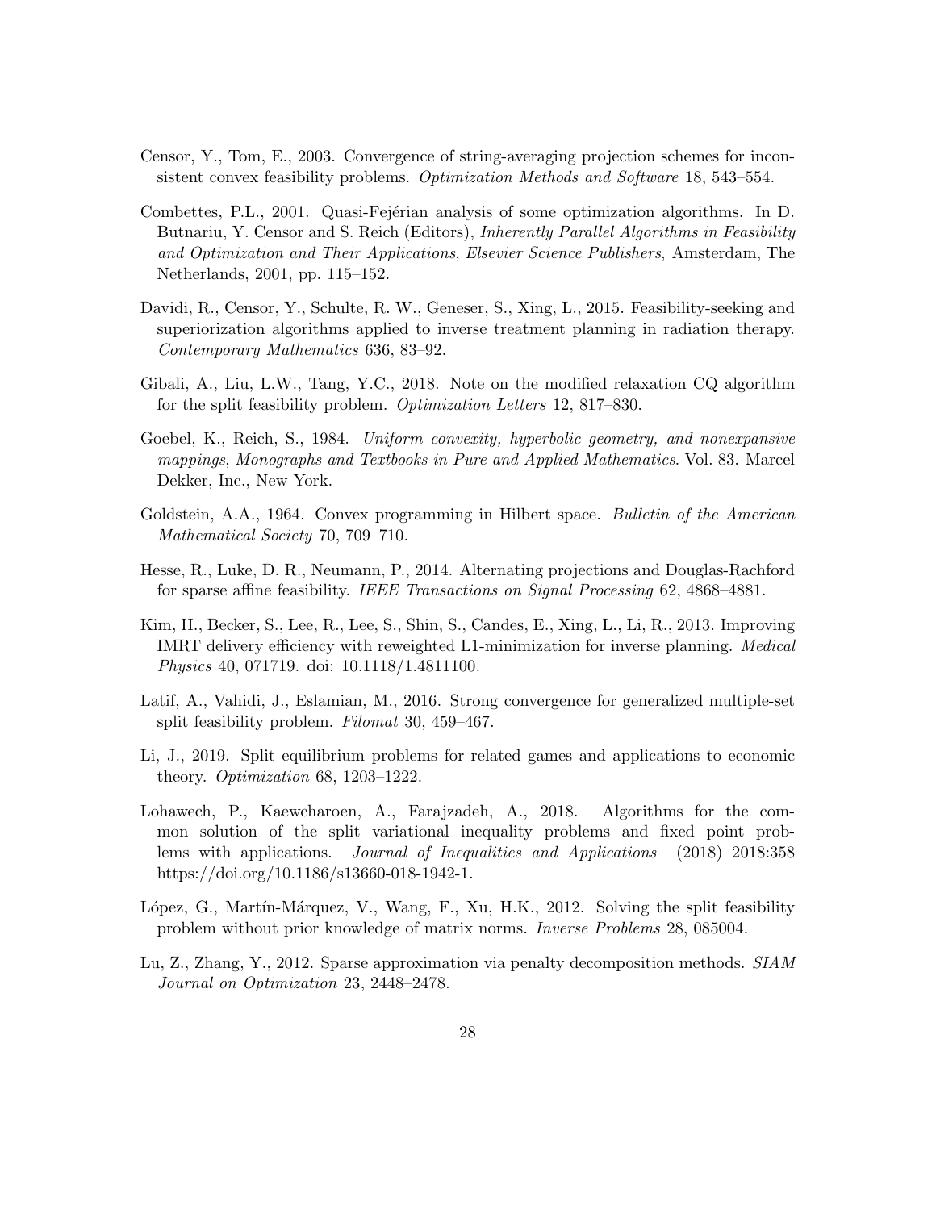Censor, Y., Tom, E., 2003. Convergence of string-averaging projection schemes for inconsistent convex feasibility problems. *Optimization Methods and Software* 18, 543–554.

Combettes, P.L., 2001. Quasi-Fejérian analysis of some optimization algorithms. In D. Butnariu, Y. Censor and S. Reich (Editors), *Inherently Parallel Algorithms in Feasibility and Optimization and Their Applications*, *Elsevier Science Publishers*, Amsterdam, The Netherlands, 2001, pp. 115–152.

Davidi, R., Censor, Y., Schulte, R. W., Geneser, S., Xing, L., 2015. Feasibility-seeking and superiorization algorithms applied to inverse treatment planning in radiation therapy. *Contemporary Mathematics* 636, 83–92.

Gibali, A., Liu, L.W., Tang, Y.C., 2018. Note on the modified relaxation CQ algorithm for the split feasibility problem. *Optimization Letters* 12, 817–830.

Goebel, K., Reich, S., 1984. *Uniform convexity, hyperbolic geometry, and nonexpansive mappings*, *Monographs and Textbooks in Pure and Applied Mathematics*. Vol. 83. Marcel Dekker, Inc., New York.

Goldstein, A.A., 1964. Convex programming in Hilbert space. *Bulletin of the American Mathematical Society* 70, 709–710.

Hesse, R., Luke, D. R., Neumann, P., 2014. Alternating projections and Douglas-Rachford for sparse affine feasibility. *IEEE Transactions on Signal Processing* 62, 4868–4881.

Kim, H., Becker, S., Lee, R., Lee, S., Shin, S., Candes, E., Xing, L., Li, R., 2013. Improving IMRT delivery efficiency with reweighted L1-minimization for inverse planning. *Medical Physics* 40, 071719. doi: 10.1118/1.4811100.

Latif, A., Vahidi, J., Eslamian, M., 2016. Strong convergence for generalized multiple-set split feasibility problem. *Filomat* 30, 459–467.

Li, J., 2019. Split equilibrium problems for related games and applications to economic theory. *Optimization* 68, 1203–1222.

Lohawech, P., Kaewcharoen, A., Farajzadeh, A., 2018. Algorithms for the common solution of the split variational inequality problems and fixed point problems with applications. *Journal of Inequalities and Applications* (2018) 2018:358 https://doi.org/10.1186/s13660-018-1942-1.

López, G., Martín-Márquez, V., Wang, F., Xu, H.K., 2012. Solving the split feasibility problem without prior knowledge of matrix norms. *Inverse Problems* 28, 085004.

Lu, Z., Zhang, Y., 2012. Sparse approximation via penalty decomposition methods. *SIAM Journal on Optimization* 23, 2448–2478.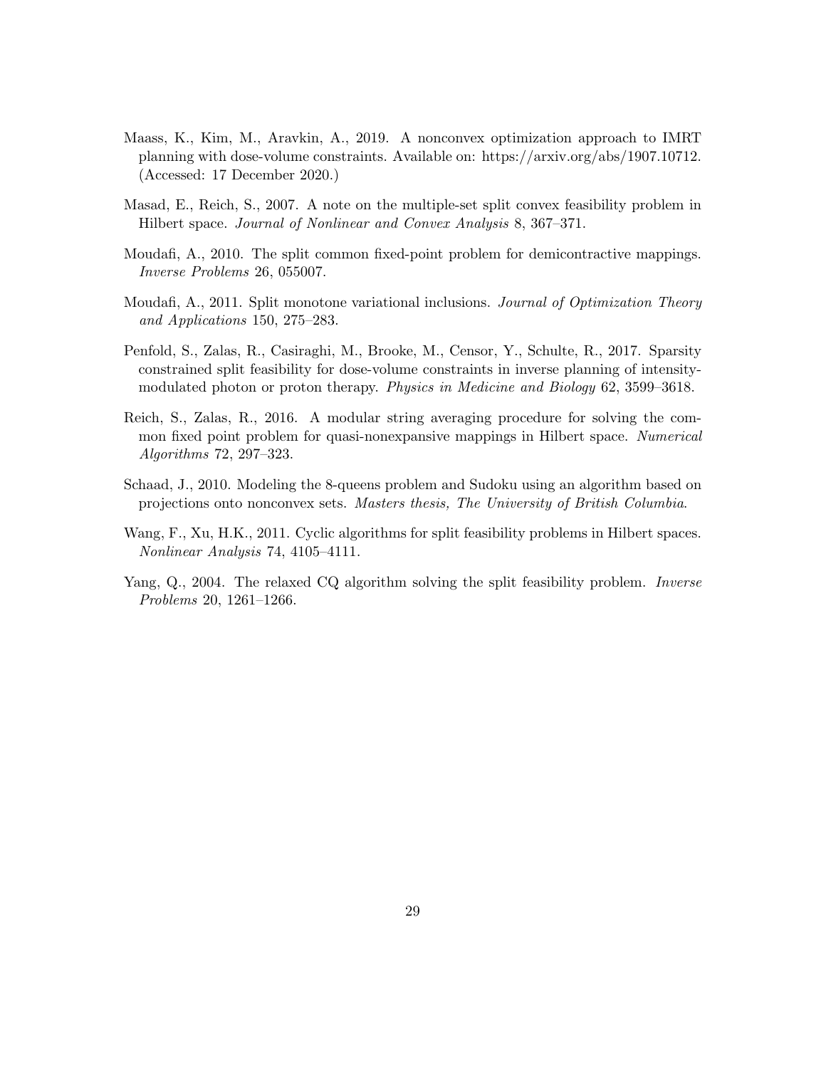Maass, K., Kim, M., Aravkin, A., 2019. A nonconvex optimization approach to IMRT planning with dose-volume constraints. Available on: https://arxiv.org/abs/1907.10712. (Accessed: 17 December 2020.)

Masad, E., Reich, S., 2007. A note on the multiple-set split convex feasibility problem in Hilbert space. *Journal of Nonlinear and Convex Analysis* 8, 367–371.

Moudafi, A., 2010. The split common fixed-point problem for demicontractive mappings. *Inverse Problems* 26, 055007.

Moudafi, A., 2011. Split monotone variational inclusions. *Journal of Optimization Theory and Applications* 150, 275–283.

Penfold, S., Zalas, R., Casiraghi, M., Brooke, M., Censor, Y., Schulte, R., 2017. Sparsity constrained split feasibility for dose-volume constraints in inverse planning of intensity-modulated photon or proton therapy. *Physics in Medicine and Biology* 62, 3599–3618.

Reich, S., Zalas, R., 2016. A modular string averaging procedure for solving the common fixed point problem for quasi-nonexpansive mappings in Hilbert space. *Numerical Algorithms* 72, 297–323.

Schaad, J., 2010. Modeling the 8-queens problem and Sudoku using an algorithm based on projections onto nonconvex sets. *Masters thesis, The University of British Columbia*.

Wang, F., Xu, H.K., 2011. Cyclic algorithms for split feasibility problems in Hilbert spaces. *Nonlinear Analysis* 74, 4105–4111.

Yang, Q., 2004. The relaxed CQ algorithm solving the split feasibility problem. *Inverse Problems* 20, 1261–1266.